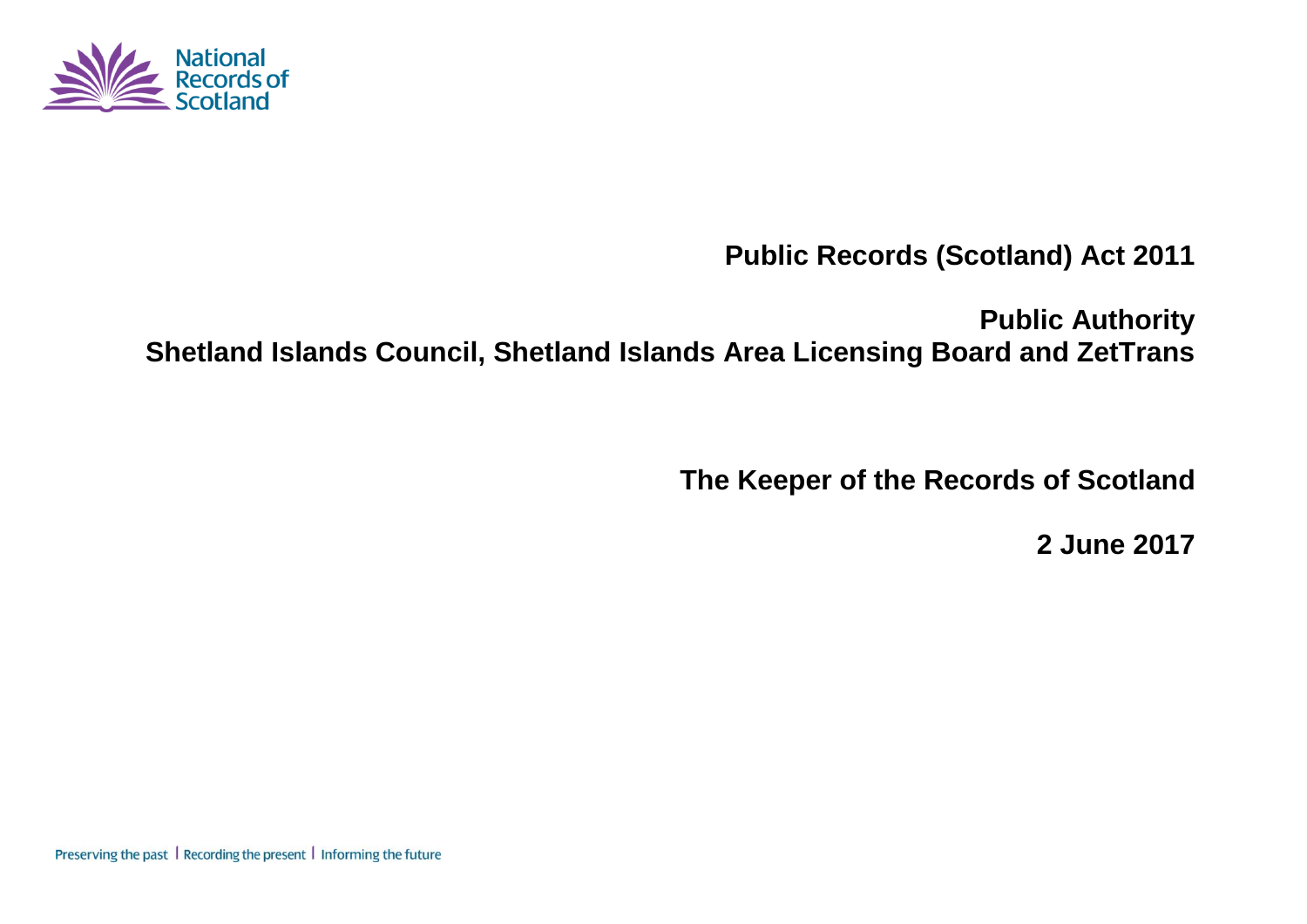# Public Records (Scotland) Act 2011

## Public Authority
## Shetland Islands Council, Shetland Islands Area Licensing Board and ZetTrans

**The Keeper of the Records of Scotland**

**2 June 2017**

Preserving the past | Recording the present | Informing the future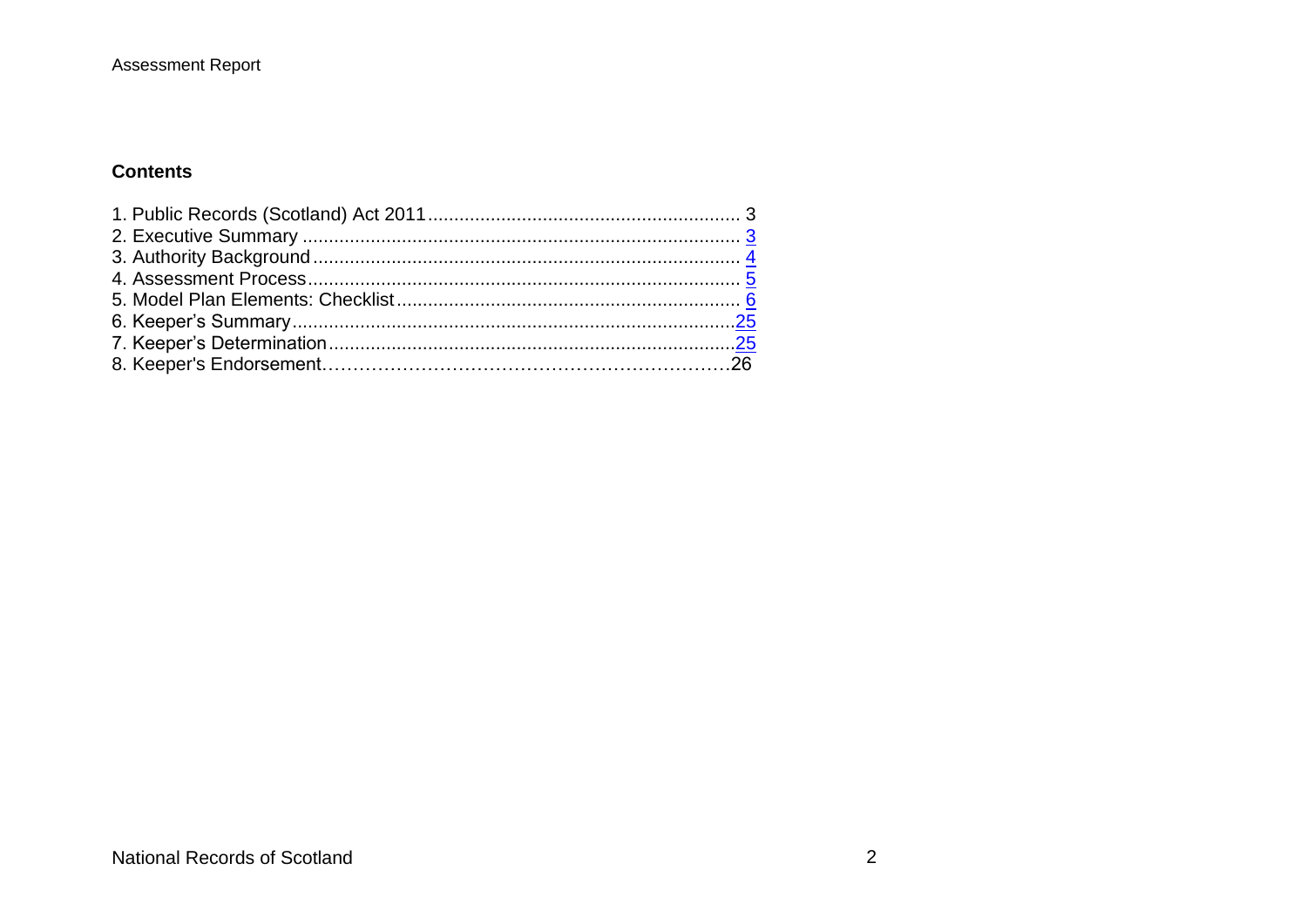## Contents

1. Public Records (Scotland) Act 2011 ........................................................... 3
2. Executive Summary ................................................................................... 3
3. Authority Background ................................................................................ 4
4. Assessment Process .................................................................................. 5
5. Model Plan Elements: Checklist ................................................................. 6
6. Keeper's Summary ................................................................................... 25
7. Keeper's Determination ............................................................................ 25
8. Keeper's Endorsement……………………………………………………….26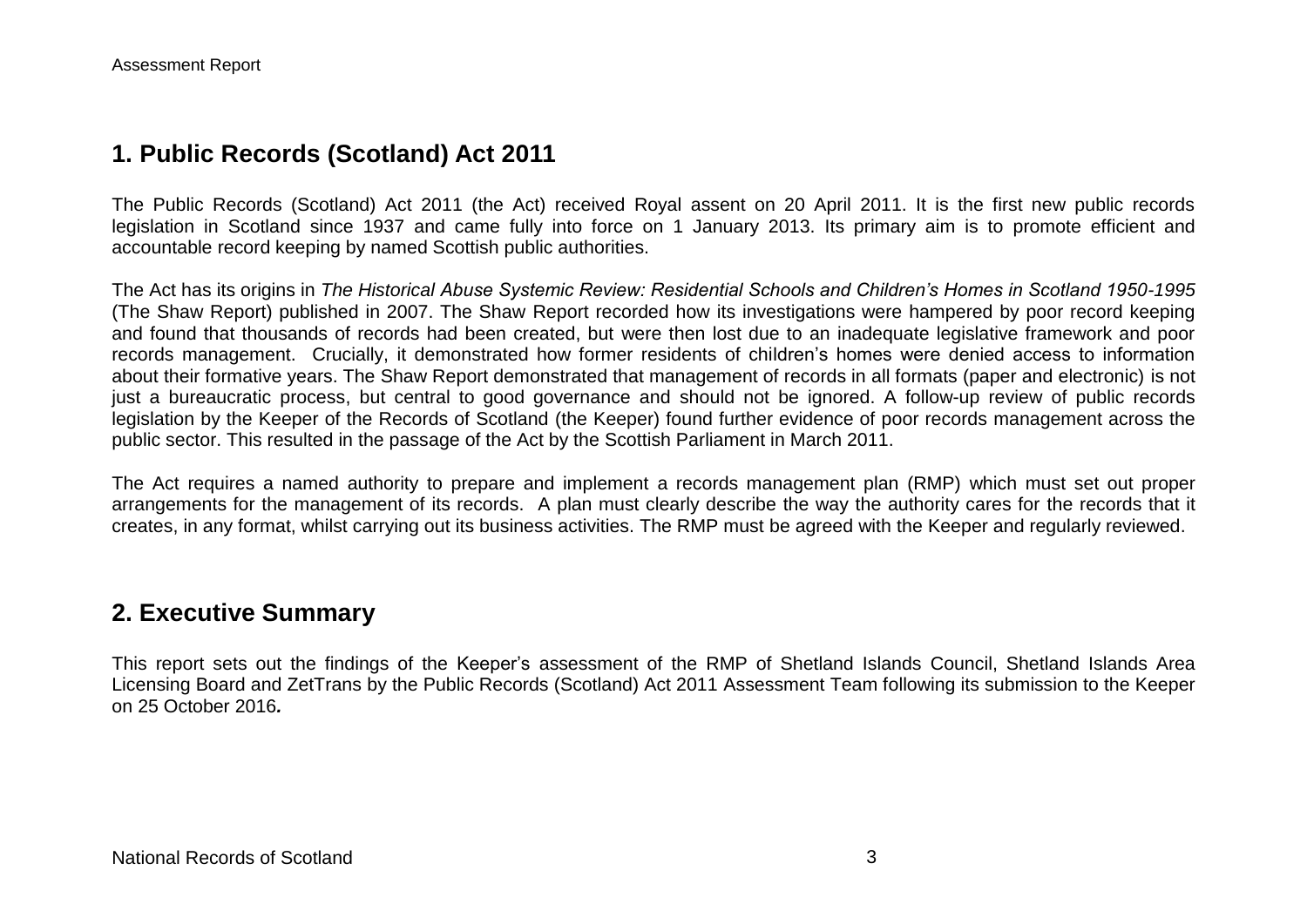## 1. Public Records (Scotland) Act 2011

The Public Records (Scotland) Act 2011 (the Act) received Royal assent on 20 April 2011. It is the first new public records legislation in Scotland since 1937 and came fully into force on 1 January 2013. Its primary aim is to promote efficient and accountable record keeping by named Scottish public authorities.

The Act has its origins in *The Historical Abuse Systemic Review: Residential Schools and Children's Homes in Scotland 1950-1995* (The Shaw Report) published in 2007. The Shaw Report recorded how its investigations were hampered by poor record keeping and found that thousands of records had been created, but were then lost due to an inadequate legislative framework and poor records management. Crucially, it demonstrated how former residents of children's homes were denied access to information about their formative years. The Shaw Report demonstrated that management of records in all formats (paper and electronic) is not just a bureaucratic process, but central to good governance and should not be ignored. A follow-up review of public records legislation by the Keeper of the Records of Scotland (the Keeper) found further evidence of poor records management across the public sector. This resulted in the passage of the Act by the Scottish Parliament in March 2011.

The Act requires a named authority to prepare and implement a records management plan (RMP) which must set out proper arrangements for the management of its records. A plan must clearly describe the way the authority cares for the records that it creates, in any format, whilst carrying out its business activities. The RMP must be agreed with the Keeper and regularly reviewed.

## 2. Executive Summary

This report sets out the findings of the Keeper's assessment of the RMP of Shetland Islands Council, Shetland Islands Area Licensing Board and ZetTrans by the Public Records (Scotland) Act 2011 Assessment Team following its submission to the Keeper on 25 October 2016.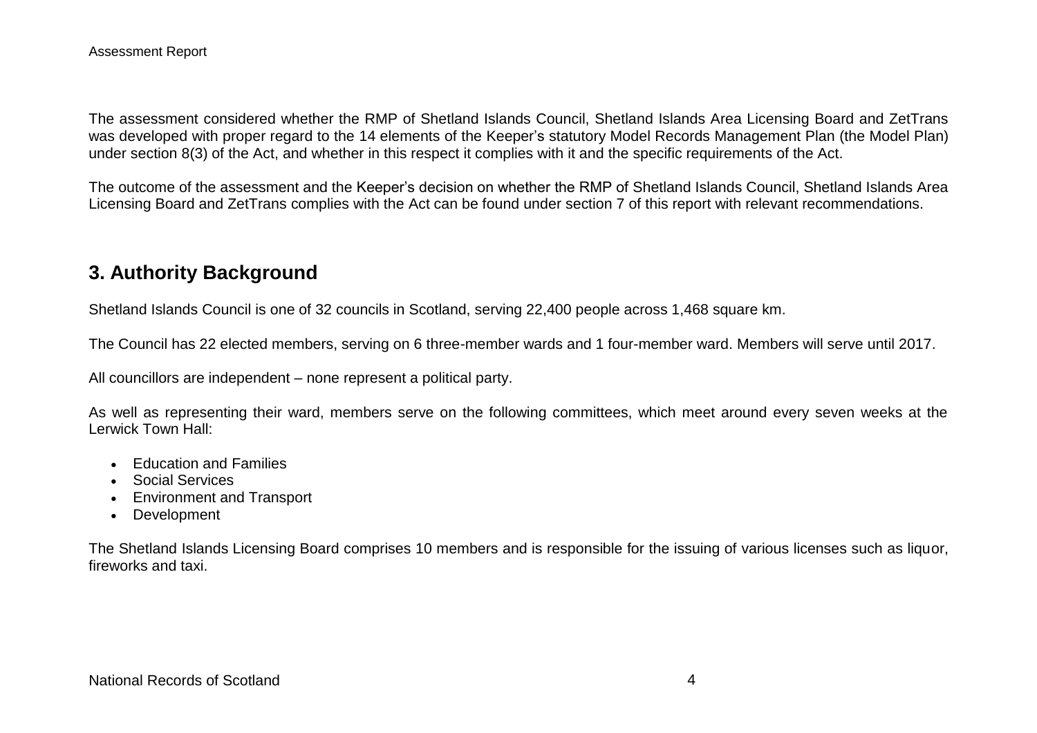The assessment considered whether the RMP of Shetland Islands Council, Shetland Islands Area Licensing Board and ZetTrans was developed with proper regard to the 14 elements of the Keeper's statutory Model Records Management Plan (the Model Plan) under section 8(3) of the Act, and whether in this respect it complies with it and the specific requirements of the Act.

The outcome of the assessment and the Keeper's decision on whether the RMP of Shetland Islands Council, Shetland Islands Area Licensing Board and ZetTrans complies with the Act can be found under section 7 of this report with relevant recommendations.

## 3. Authority Background

Shetland Islands Council is one of 32 councils in Scotland, serving 22,400 people across 1,468 square km.

The Council has 22 elected members, serving on 6 three-member wards and 1 four-member ward. Members will serve until 2017.

All councillors are independent – none represent a political party.

As well as representing their ward, members serve on the following committees, which meet around every seven weeks at the Lerwick Town Hall:

- Education and Families
- Social Services
- Environment and Transport
- Development

The Shetland Islands Licensing Board comprises 10 members and is responsible for the issuing of various licenses such as liquor, fireworks and taxi.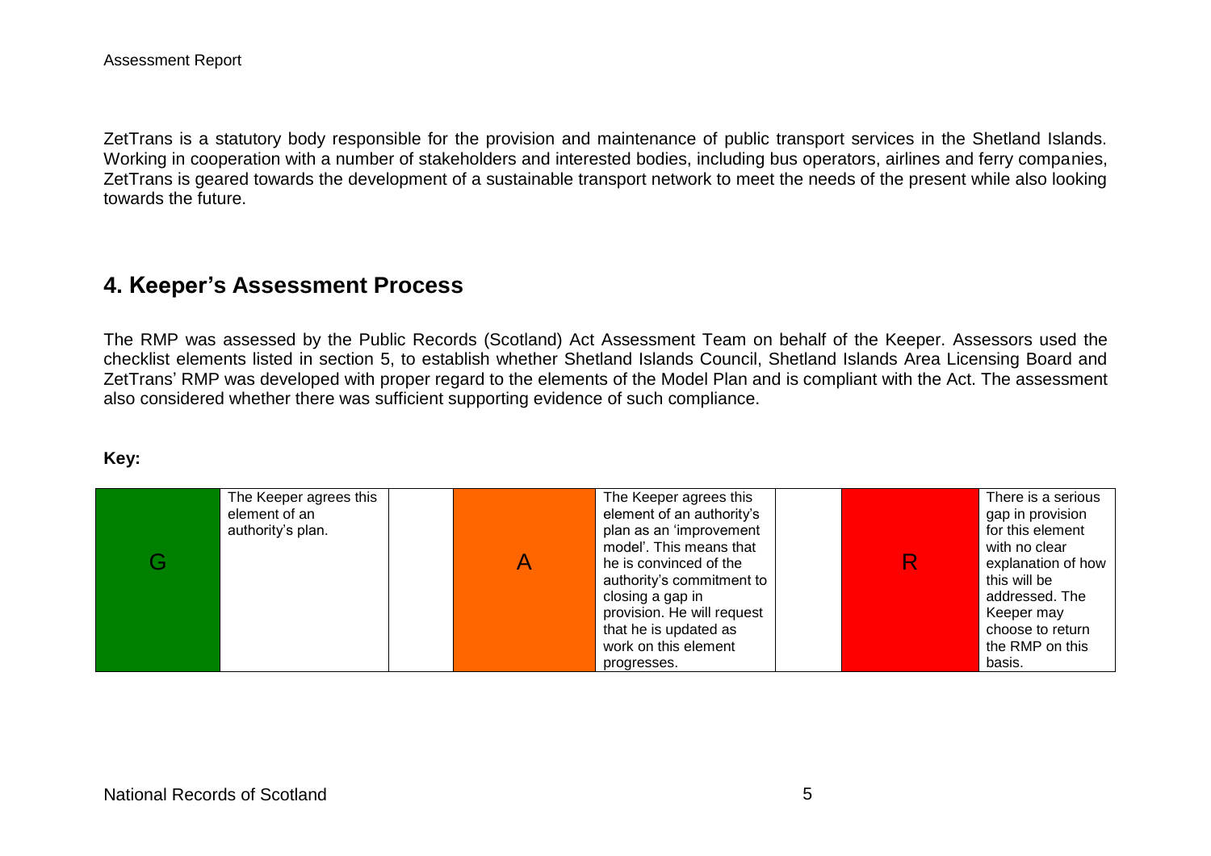ZetTrans is a statutory body responsible for the provision and maintenance of public transport services in the Shetland Islands. Working in cooperation with a number of stakeholders and interested bodies, including bus operators, airlines and ferry companies, ZetTrans is geared towards the development of a sustainable transport network to meet the needs of the present while also looking towards the future.

## 4. Keeper's Assessment Process

The RMP was assessed by the Public Records (Scotland) Act Assessment Team on behalf of the Keeper. Assessors used the checklist elements listed in section 5, to establish whether Shetland Islands Council, Shetland Islands Area Licensing Board and ZetTrans' RMP was developed with proper regard to the elements of the Model Plan and is compliant with the Act. The assessment also considered whether there was sufficient supporting evidence of such compliance.

**Key:**

| G | The Keeper agrees this element of an authority's plan. | | A | The Keeper agrees this element of an authority's plan as an 'improvement model'. This means that he is convinced of the authority's commitment to closing a gap in provision. He will request that he is updated as work on this element progresses. | | R | There is a serious gap in provision for this element with no clear explanation of how this will be addressed. The Keeper may choose to return the RMP on this basis. |
|---|---|---|---|---|---|---|---|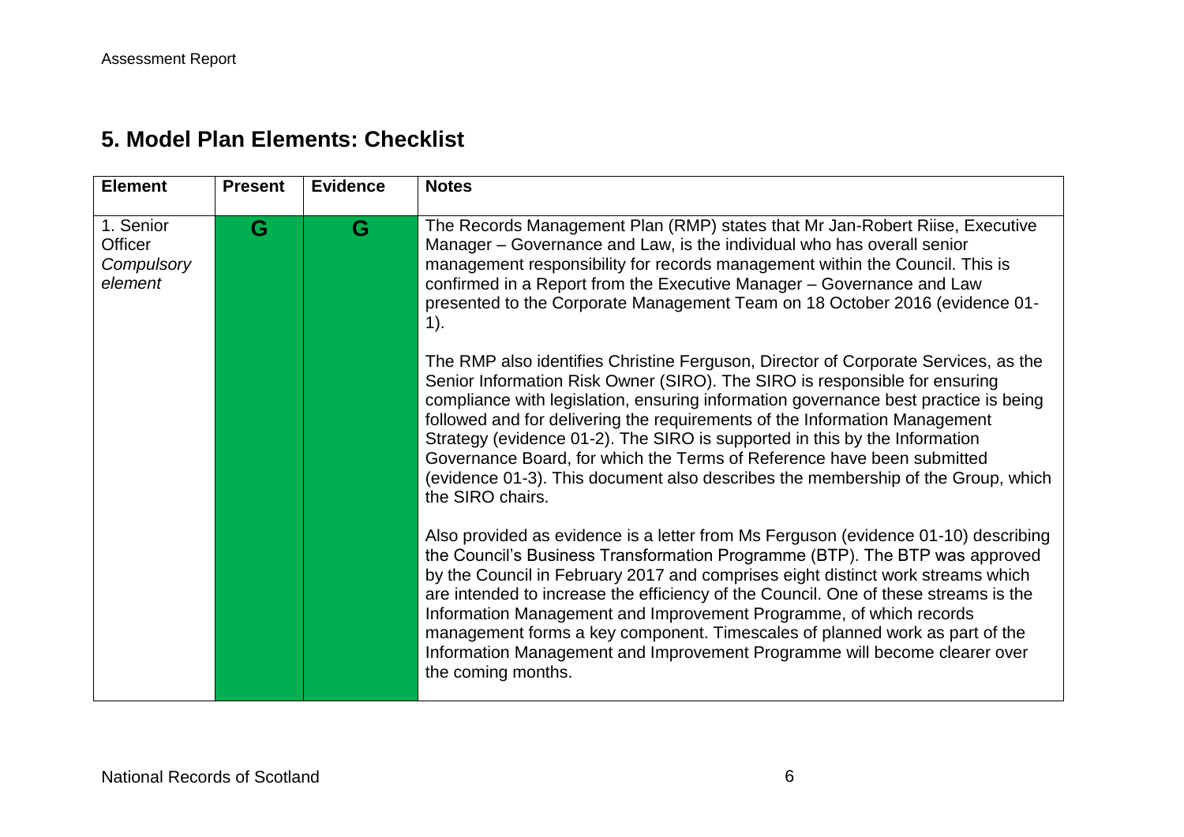## 5. Model Plan Elements: Checklist

| Element | Present | Evidence | Notes |
| --- | --- | --- | --- |
| 1. Senior Officer *Compulsory element* | G | G | The Records Management Plan (RMP) states that Mr Jan-Robert Riise, Executive Manager – Governance and Law, is the individual who has overall senior management responsibility for records management within the Council. This is confirmed in a Report from the Executive Manager – Governance and Law presented to the Corporate Management Team on 18 October 2016 (evidence 01-1).<br><br>The RMP also identifies Christine Ferguson, Director of Corporate Services, as the Senior Information Risk Owner (SIRO). The SIRO is responsible for ensuring compliance with legislation, ensuring information governance best practice is being followed and for delivering the requirements of the Information Management Strategy (evidence 01-2). The SIRO is supported in this by the Information Governance Board, for which the Terms of Reference have been submitted (evidence 01-3). This document also describes the membership of the Group, which the SIRO chairs.<br><br>Also provided as evidence is a letter from Ms Ferguson (evidence 01-10) describing the Council's Business Transformation Programme (BTP). The BTP was approved by the Council in February 2017 and comprises eight distinct work streams which are intended to increase the efficiency of the Council. One of these streams is the Information Management and Improvement Programme, of which records management forms a key component. Timescales of planned work as part of the Information Management and Improvement Programme will become clearer over the coming months. |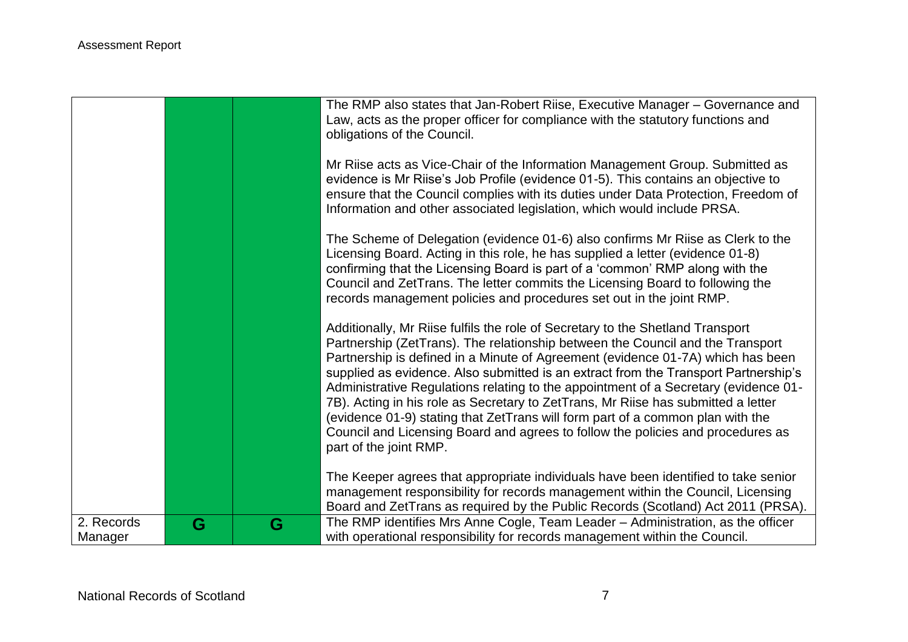| | | | |
|---|---|---|---|
| | | | The RMP also states that Jan-Robert Riise, Executive Manager – Governance and Law, acts as the proper officer for compliance with the statutory functions and obligations of the Council.<br><br>Mr Riise acts as Vice-Chair of the Information Management Group. Submitted as evidence is Mr Riise's Job Profile (evidence 01-5). This contains an objective to ensure that the Council complies with its duties under Data Protection, Freedom of Information and other associated legislation, which would include PRSA.<br><br>The Scheme of Delegation (evidence 01-6) also confirms Mr Riise as Clerk to the Licensing Board. Acting in this role, he has supplied a letter (evidence 01-8) confirming that the Licensing Board is part of a 'common' RMP along with the Council and ZetTrans. The letter commits the Licensing Board to following the records management policies and procedures set out in the joint RMP.<br><br>Additionally, Mr Riise fulfils the role of Secretary to the Shetland Transport Partnership (ZetTrans). The relationship between the Council and the Transport Partnership is defined in a Minute of Agreement (evidence 01-7A) which has been supplied as evidence. Also submitted is an extract from the Transport Partnership's Administrative Regulations relating to the appointment of a Secretary (evidence 01-7B). Acting in his role as Secretary to ZetTrans, Mr Riise has submitted a letter (evidence 01-9) stating that ZetTrans will form part of a common plan with the Council and Licensing Board and agrees to follow the policies and procedures as part of the joint RMP.<br><br>The Keeper agrees that appropriate individuals have been identified to take senior management responsibility for records management within the Council, Licensing Board and ZetTrans as required by the Public Records (Scotland) Act 2011 (PRSA). |
| 2. Records Manager | G | G | The RMP identifies Mrs Anne Cogle, Team Leader – Administration, as the officer with operational responsibility for records management within the Council. |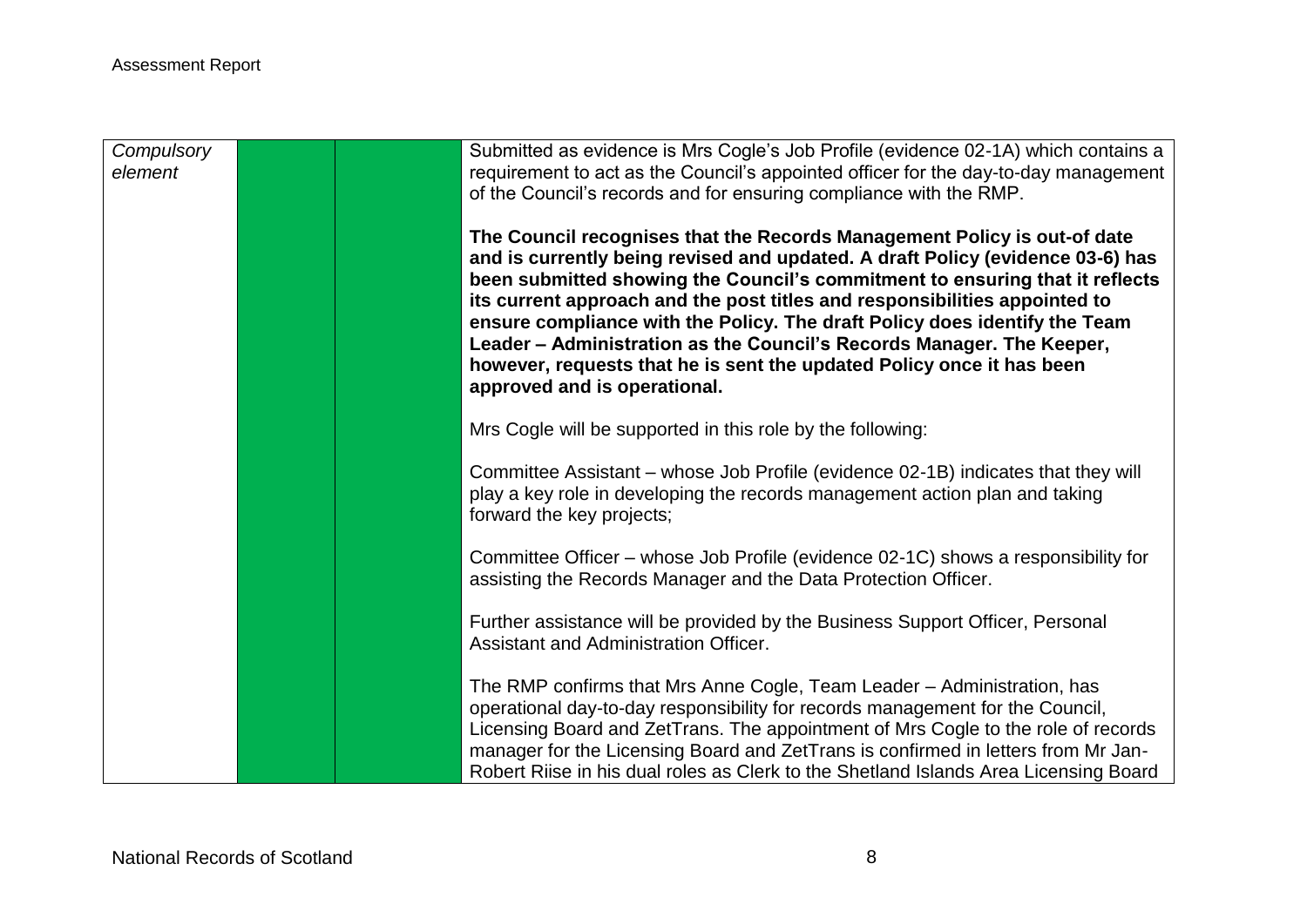| | | | |
|---|---|---|---|
| *Compulsory element* | | | Submitted as evidence is Mrs Cogle's Job Profile (evidence 02-1A) which contains a requirement to act as the Council's appointed officer for the day-to-day management of the Council's records and for ensuring compliance with the RMP.<br><br>**The Council recognises that the Records Management Policy is out-of date and is currently being revised and updated. A draft Policy (evidence 03-6) has been submitted showing the Council's commitment to ensuring that it reflects its current approach and the post titles and responsibilities appointed to ensure compliance with the Policy. The draft Policy does identify the Team Leader – Administration as the Council's Records Manager. The Keeper, however, requests that he is sent the updated Policy once it has been approved and is operational.**<br><br>Mrs Cogle will be supported in this role by the following:<br><br>Committee Assistant – whose Job Profile (evidence 02-1B) indicates that they will play a key role in developing the records management action plan and taking forward the key projects;<br><br>Committee Officer – whose Job Profile (evidence 02-1C) shows a responsibility for assisting the Records Manager and the Data Protection Officer.<br><br>Further assistance will be provided by the Business Support Officer, Personal Assistant and Administration Officer.<br><br>The RMP confirms that Mrs Anne Cogle, Team Leader – Administration, has operational day-to-day responsibility for records management for the Council, Licensing Board and ZetTrans. The appointment of Mrs Cogle to the role of records manager for the Licensing Board and ZetTrans is confirmed in letters from Mr Jan-Robert Riise in his dual roles as Clerk to the Shetland Islands Area Licensing Board |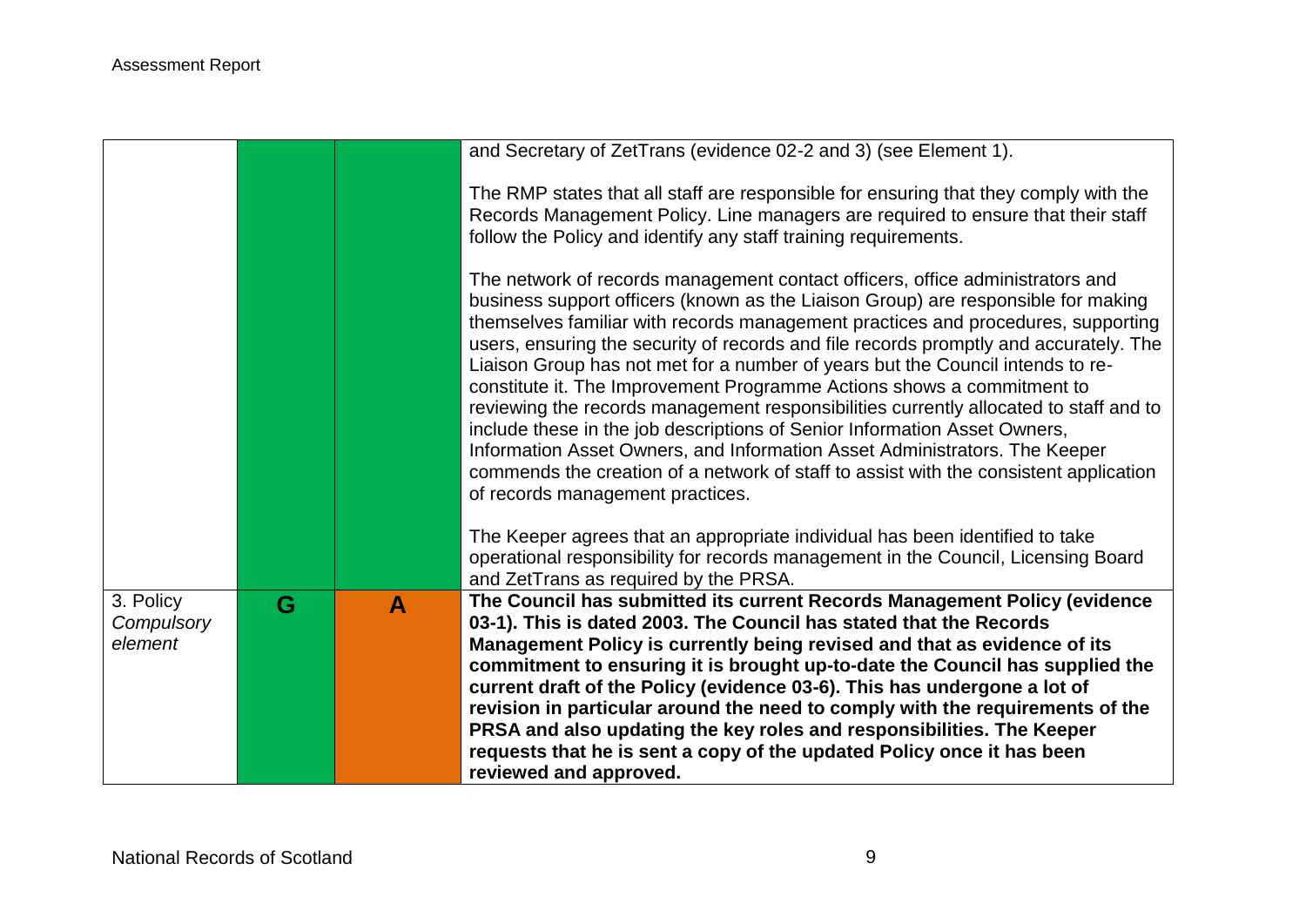| | | | |
|---|---|---|---|
| | | | and Secretary of ZetTrans (evidence 02-2 and 3) (see Element 1).<br><br>The RMP states that all staff are responsible for ensuring that they comply with the Records Management Policy. Line managers are required to ensure that their staff follow the Policy and identify any staff training requirements.<br><br>The network of records management contact officers, office administrators and business support officers (known as the Liaison Group) are responsible for making themselves familiar with records management practices and procedures, supporting users, ensuring the security of records and file records promptly and accurately. The Liaison Group has not met for a number of years but the Council intends to re-constitute it. The Improvement Programme Actions shows a commitment to reviewing the records management responsibilities currently allocated to staff and to include these in the job descriptions of Senior Information Asset Owners, Information Asset Owners, and Information Asset Administrators. The Keeper commends the creation of a network of staff to assist with the consistent application of records management practices.<br><br>The Keeper agrees that an appropriate individual has been identified to take operational responsibility for records management in the Council, Licensing Board and ZetTrans as required by the PRSA. |
| 3. Policy *Compulsory element* | **G** | **A** | **The Council has submitted its current Records Management Policy (evidence 03-1). This is dated 2003. The Council has stated that the Records Management Policy is currently being revised and that as evidence of its commitment to ensuring it is brought up-to-date the Council has supplied the current draft of the Policy (evidence 03-6). This has undergone a lot of revision in particular around the need to comply with the requirements of the PRSA and also updating the key roles and responsibilities. The Keeper requests that he is sent a copy of the updated Policy once it has been reviewed and approved.** |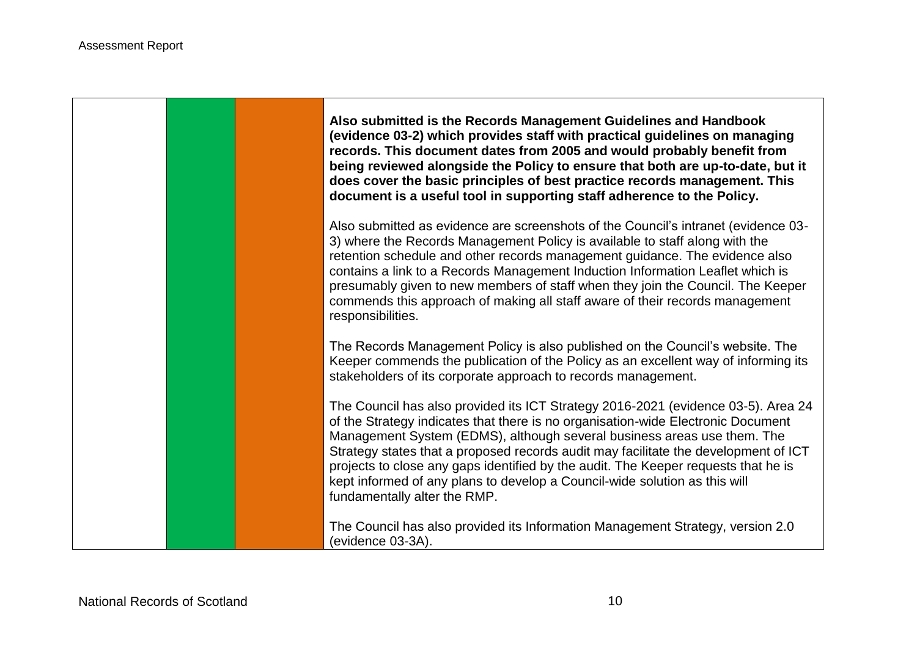| | | | |
|---|---|---|---|
| | | | **Also submitted is the Records Management Guidelines and Handbook (evidence 03-2) which provides staff with practical guidelines on managing records. This document dates from 2005 and would probably benefit from being reviewed alongside the Policy to ensure that both are up-to-date, but it does cover the basic principles of best practice records management. This document is a useful tool in supporting staff adherence to the Policy.**<br><br>Also submitted as evidence are screenshots of the Council's intranet (evidence 03-3) where the Records Management Policy is available to staff along with the retention schedule and other records management guidance. The evidence also contains a link to a Records Management Induction Information Leaflet which is presumably given to new members of staff when they join the Council. The Keeper commends this approach of making all staff aware of their records management responsibilities.<br><br>The Records Management Policy is also published on the Council's website. The Keeper commends the publication of the Policy as an excellent way of informing its stakeholders of its corporate approach to records management.<br><br>The Council has also provided its ICT Strategy 2016-2021 (evidence 03-5). Area 24 of the Strategy indicates that there is no organisation-wide Electronic Document Management System (EDMS), although several business areas use them. The Strategy states that a proposed records audit may facilitate the development of ICT projects to close any gaps identified by the audit. The Keeper requests that he is kept informed of any plans to develop a Council-wide solution as this will fundamentally alter the RMP.<br><br>The Council has also provided its Information Management Strategy, version 2.0 (evidence 03-3A). |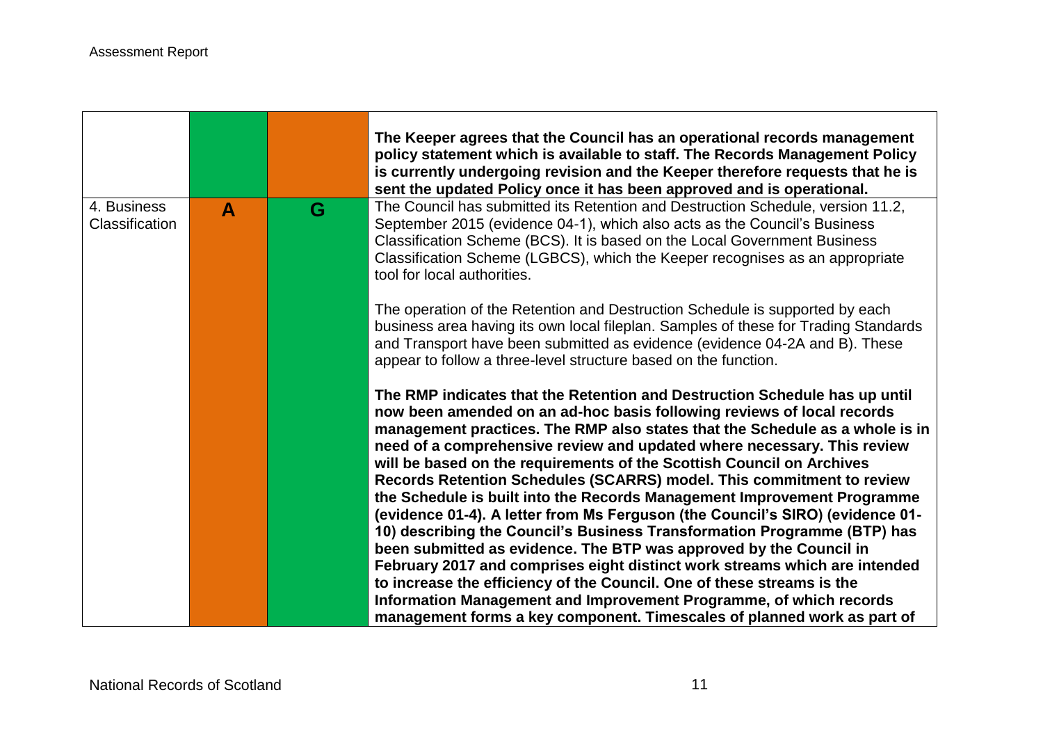| | | | |
|---|---|---|---|
| | | | **The Keeper agrees that the Council has an operational records management policy statement which is available to staff. The Records Management Policy is currently undergoing revision and the Keeper therefore requests that he is sent the updated Policy once it has been approved and is operational.** |
| 4. Business Classification | A | G | The Council has submitted its Retention and Destruction Schedule, version 11.2, September 2015 (evidence 04-1), which also acts as the Council's Business Classification Scheme (BCS). It is based on the Local Government Business Classification Scheme (LGBCS), which the Keeper recognises as an appropriate tool for local authorities.<br><br>The operation of the Retention and Destruction Schedule is supported by each business area having its own local fileplan. Samples of these for Trading Standards and Transport have been submitted as evidence (evidence 04-2A and B). These appear to follow a three-level structure based on the function.<br><br>**The RMP indicates that the Retention and Destruction Schedule has up until now been amended on an ad-hoc basis following reviews of local records management practices. The RMP also states that the Schedule as a whole is in need of a comprehensive review and updated where necessary. This review will be based on the requirements of the Scottish Council on Archives Records Retention Schedules (SCARRS) model. This commitment to review the Schedule is built into the Records Management Improvement Programme (evidence 01-4). A letter from Ms Ferguson (the Council's SIRO) (evidence 01-10) describing the Council's Business Transformation Programme (BTP) has been submitted as evidence. The BTP was approved by the Council in February 2017 and comprises eight distinct work streams which are intended to increase the efficiency of the Council. One of these streams is the Information Management and Improvement Programme, of which records management forms a key component. Timescales of planned work as part of** |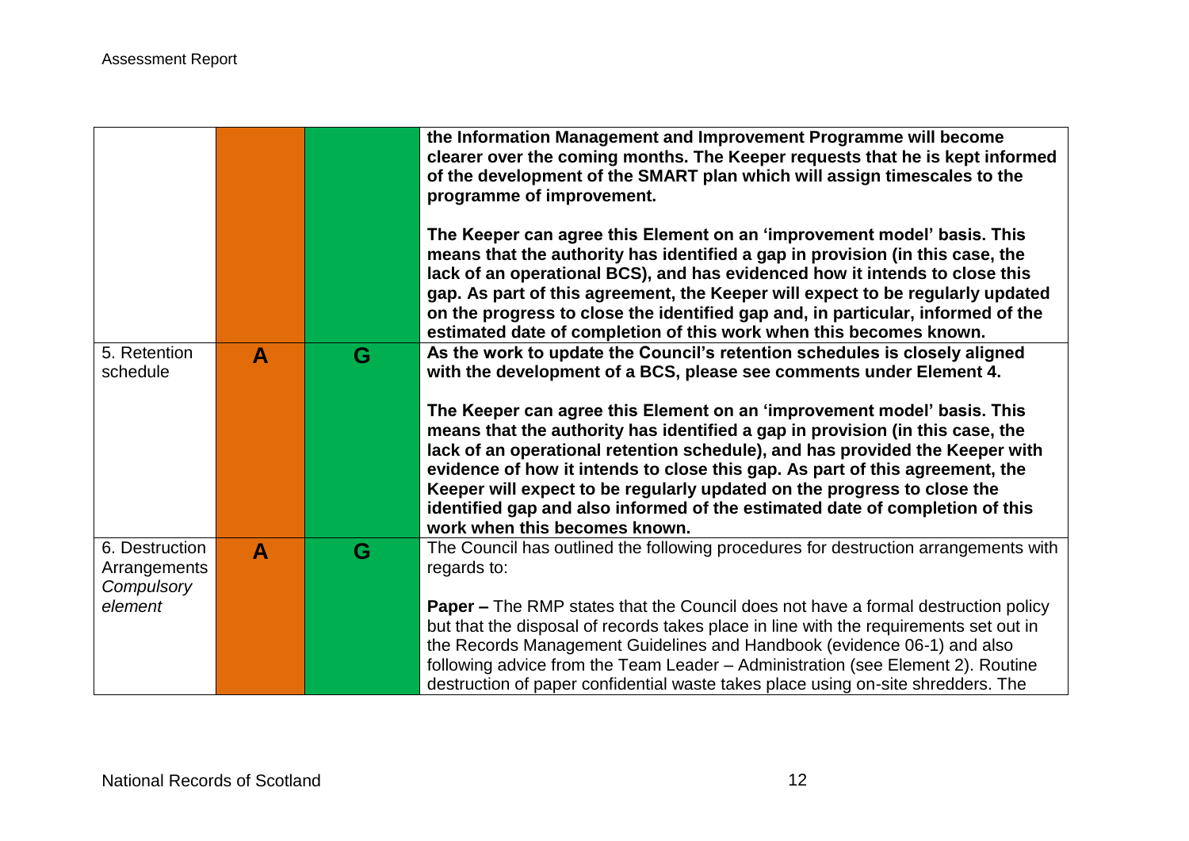| | | | |
|---|---|---|---|
| | | | **the Information Management and Improvement Programme will become clearer over the coming months. The Keeper requests that he is kept informed of the development of the SMART plan which will assign timescales to the programme of improvement.**<br><br>**The Keeper can agree this Element on an 'improvement model' basis. This means that the authority has identified a gap in provision (in this case, the lack of an operational BCS), and has evidenced how it intends to close this gap. As part of this agreement, the Keeper will expect to be regularly updated on the progress to close the identified gap and, in particular, informed of the estimated date of completion of this work when this becomes known.** |
| 5. Retention schedule | **A** | **G** | **As the work to update the Council's retention schedules is closely aligned with the development of a BCS, please see comments under Element 4.**<br><br>**The Keeper can agree this Element on an 'improvement model' basis. This means that the authority has identified a gap in provision (in this case, the lack of an operational retention schedule), and has provided the Keeper with evidence of how it intends to close this gap. As part of this agreement, the Keeper will expect to be regularly updated on the progress to close the identified gap and also informed of the estimated date of completion of this work when this becomes known.** |
| 6. Destruction Arrangements *Compulsory element* | **A** | **G** | The Council has outlined the following procedures for destruction arrangements with regards to:<br><br>**Paper –** The RMP states that the Council does not have a formal destruction policy but that the disposal of records takes place in line with the requirements set out in the Records Management Guidelines and Handbook (evidence 06-1) and also following advice from the Team Leader – Administration (see Element 2). Routine destruction of paper confidential waste takes place using on-site shredders. The |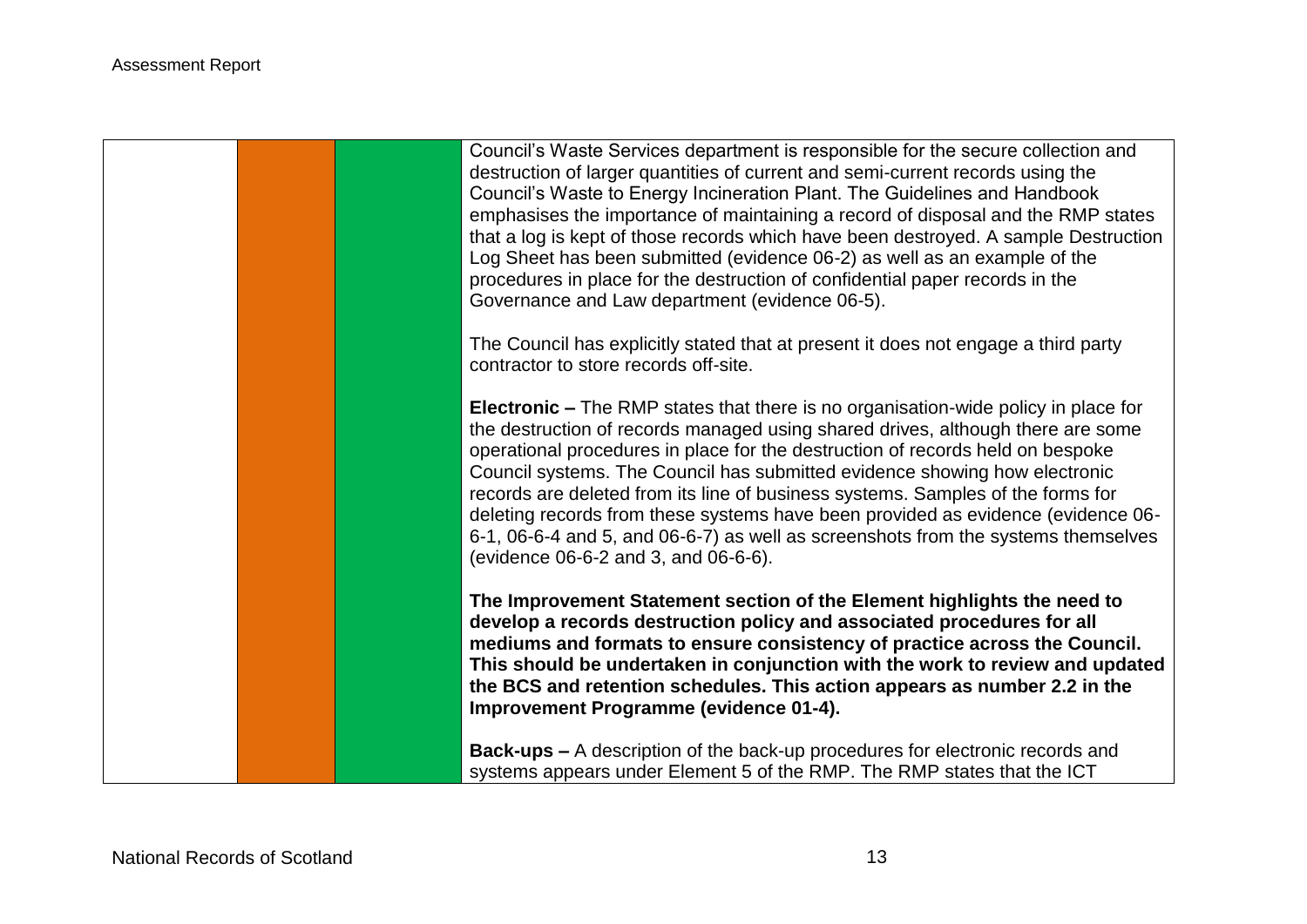| | | | |
|---|---|---|---|
| | | | Council's Waste Services department is responsible for the secure collection and destruction of larger quantities of current and semi-current records using the Council's Waste to Energy Incineration Plant. The Guidelines and Handbook emphasises the importance of maintaining a record of disposal and the RMP states that a log is kept of those records which have been destroyed. A sample Destruction Log Sheet has been submitted (evidence 06-2) as well as an example of the procedures in place for the destruction of confidential paper records in the Governance and Law department (evidence 06-5).<br><br>The Council has explicitly stated that at present it does not engage a third party contractor to store records off-site.<br><br>**Electronic –** The RMP states that there is no organisation-wide policy in place for the destruction of records managed using shared drives, although there are some operational procedures in place for the destruction of records held on bespoke Council systems. The Council has submitted evidence showing how electronic records are deleted from its line of business systems. Samples of the forms for deleting records from these systems have been provided as evidence (evidence 06-6-1, 06-6-4 and 5, and 06-6-7) as well as screenshots from the systems themselves (evidence 06-6-2 and 3, and 06-6-6).<br><br>**The Improvement Statement section of the Element highlights the need to develop a records destruction policy and associated procedures for all mediums and formats to ensure consistency of practice across the Council. This should be undertaken in conjunction with the work to review and updated the BCS and retention schedules. This action appears as number 2.2 in the Improvement Programme (evidence 01-4).**<br><br>**Back-ups –** A description of the back-up procedures for electronic records and systems appears under Element 5 of the RMP. The RMP states that the ICT |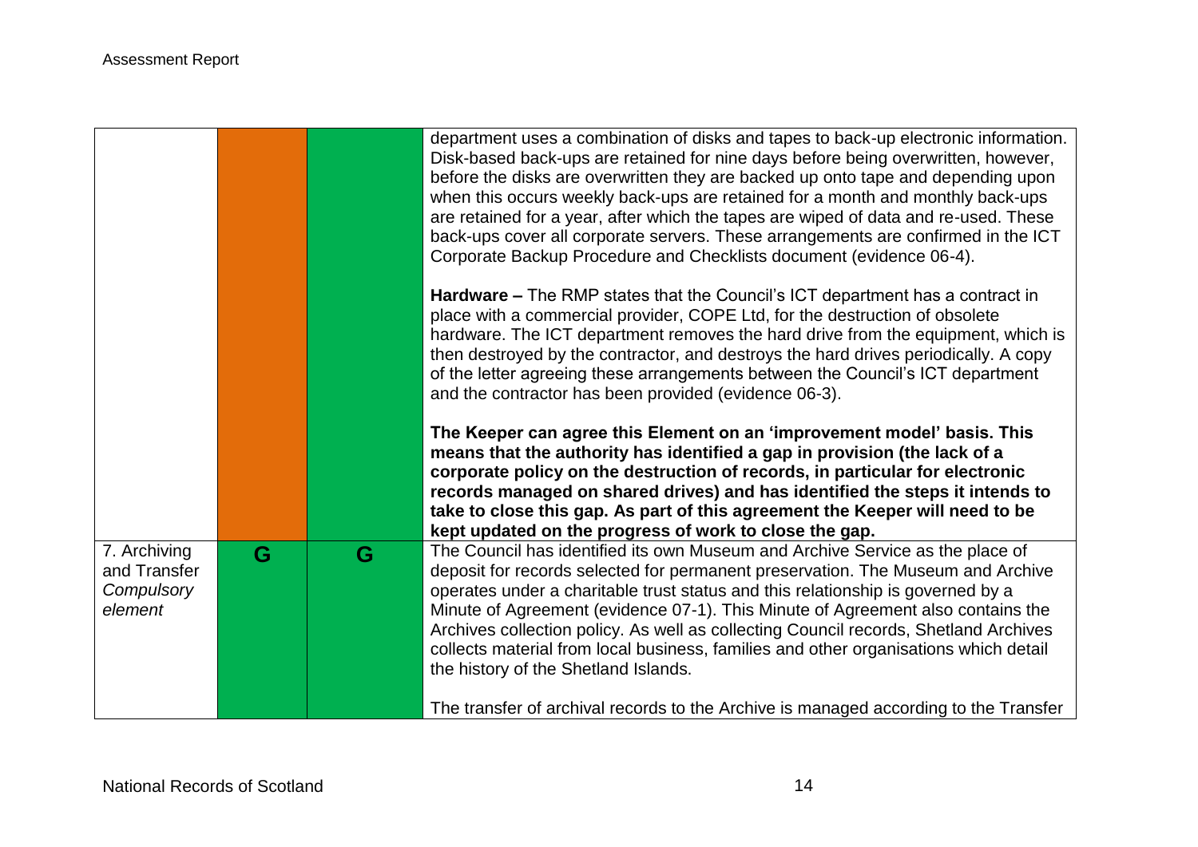| | | | |
|---|---|---|---|
| | | | department uses a combination of disks and tapes to back-up electronic information. Disk-based back-ups are retained for nine days before being overwritten, however, before the disks are overwritten they are backed up onto tape and depending upon when this occurs weekly back-ups are retained for a month and monthly back-ups are retained for a year, after which the tapes are wiped of data and re-used. These back-ups cover all corporate servers. These arrangements are confirmed in the ICT Corporate Backup Procedure and Checklists document (evidence 06-4).<br><br>**Hardware –** The RMP states that the Council's ICT department has a contract in place with a commercial provider, COPE Ltd, for the destruction of obsolete hardware. The ICT department removes the hard drive from the equipment, which is then destroyed by the contractor, and destroys the hard drives periodically. A copy of the letter agreeing these arrangements between the Council's ICT department and the contractor has been provided (evidence 06-3).<br><br>**The Keeper can agree this Element on an 'improvement model' basis. This means that the authority has identified a gap in provision (the lack of a corporate policy on the destruction of records, in particular for electronic records managed on shared drives) and has identified the steps it intends to take to close this gap. As part of this agreement the Keeper will need to be kept updated on the progress of work to close the gap.** |
| 7. Archiving and Transfer *Compulsory element* | G | G | The Council has identified its own Museum and Archive Service as the place of deposit for records selected for permanent preservation. The Museum and Archive operates under a charitable trust status and this relationship is governed by a Minute of Agreement (evidence 07-1). This Minute of Agreement also contains the Archives collection policy. As well as collecting Council records, Shetland Archives collects material from local business, families and other organisations which detail the history of the Shetland Islands.<br><br>The transfer of archival records to the Archive is managed according to the Transfer |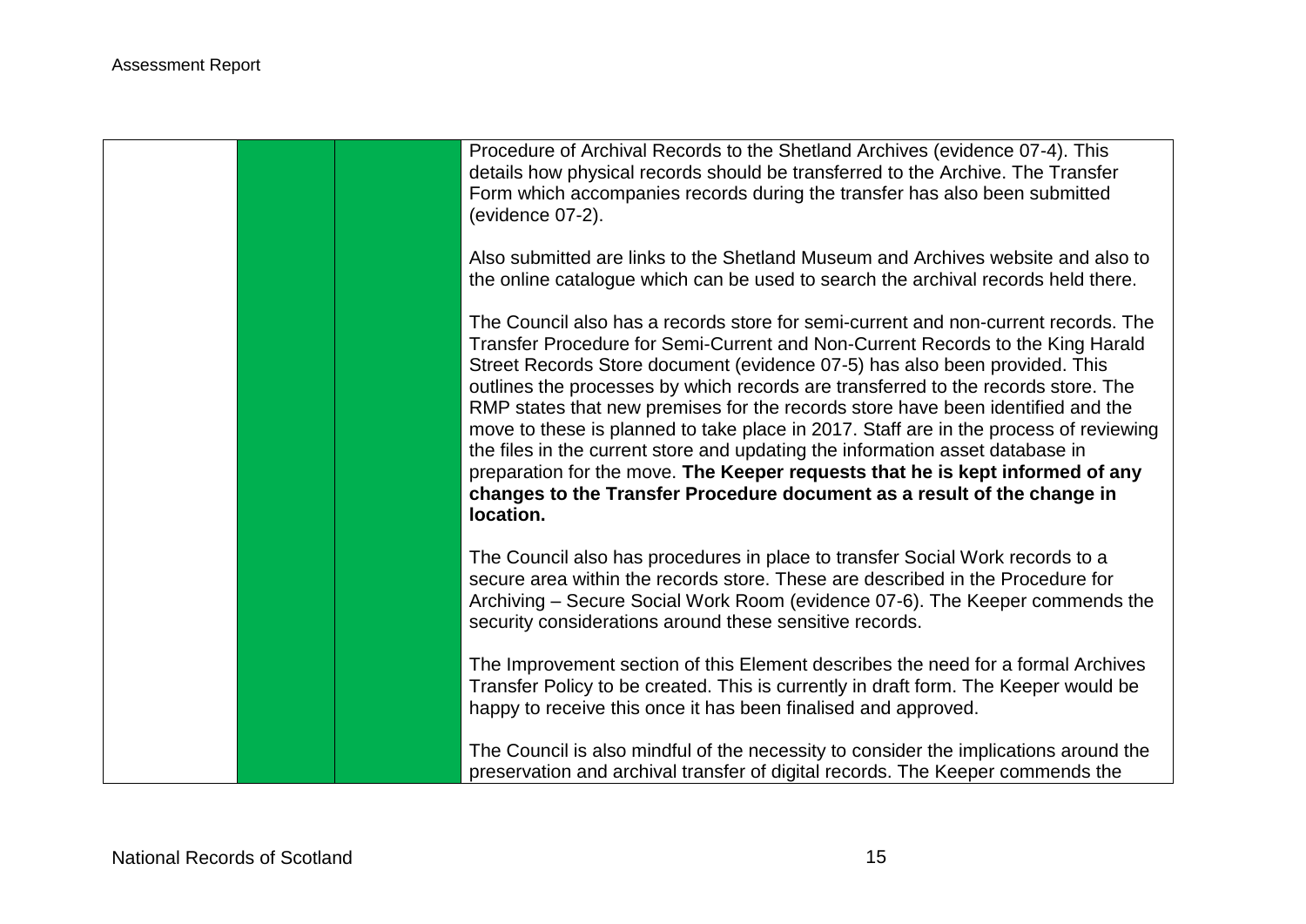| | | | |
|---|---|---|---|
| | | | Procedure of Archival Records to the Shetland Archives (evidence 07-4). This details how physical records should be transferred to the Archive. The Transfer Form which accompanies records during the transfer has also been submitted (evidence 07-2).<br><br>Also submitted are links to the Shetland Museum and Archives website and also to the online catalogue which can be used to search the archival records held there.<br><br>The Council also has a records store for semi-current and non-current records. The Transfer Procedure for Semi-Current and Non-Current Records to the King Harald Street Records Store document (evidence 07-5) has also been provided. This outlines the processes by which records are transferred to the records store. The RMP states that new premises for the records store have been identified and the move to these is planned to take place in 2017. Staff are in the process of reviewing the files in the current store and updating the information asset database in preparation for the move. **The Keeper requests that he is kept informed of any changes to the Transfer Procedure document as a result of the change in location.**<br><br>The Council also has procedures in place to transfer Social Work records to a secure area within the records store. These are described in the Procedure for Archiving – Secure Social Work Room (evidence 07-6). The Keeper commends the security considerations around these sensitive records.<br><br>The Improvement section of this Element describes the need for a formal Archives Transfer Policy to be created. This is currently in draft form. The Keeper would be happy to receive this once it has been finalised and approved.<br><br>The Council is also mindful of the necessity to consider the implications around the preservation and archival transfer of digital records. The Keeper commends the |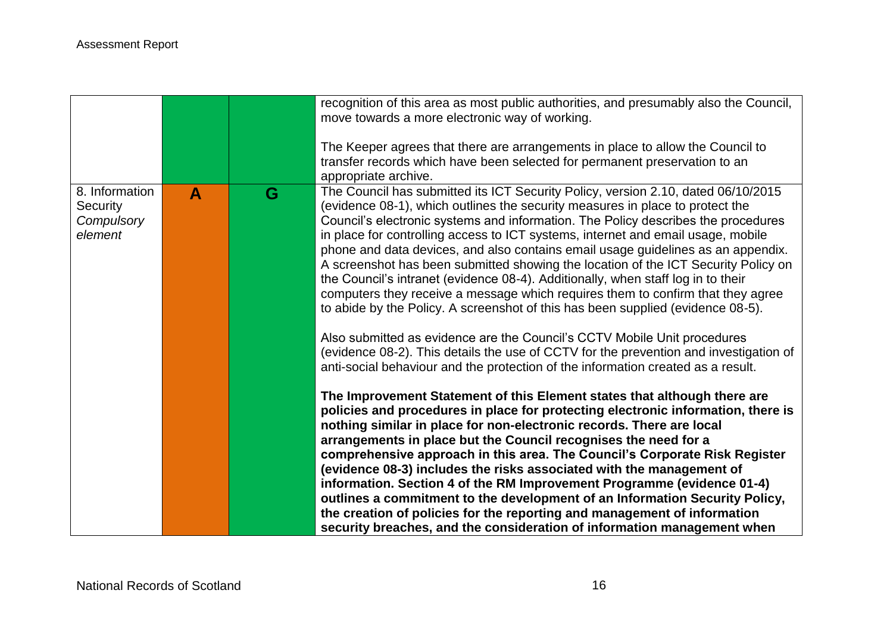| | | | |
|---|---|---|---|
| | | | recognition of this area as most public authorities, and presumably also the Council, move towards a more electronic way of working.<br><br>The Keeper agrees that there are arrangements in place to allow the Council to transfer records which have been selected for permanent preservation to an appropriate archive. |
| 8. Information Security *Compulsory element* | **A** | **G** | The Council has submitted its ICT Security Policy, version 2.10, dated 06/10/2015 (evidence 08-1), which outlines the security measures in place to protect the Council's electronic systems and information. The Policy describes the procedures in place for controlling access to ICT systems, internet and email usage, mobile phone and data devices, and also contains email usage guidelines as an appendix. A screenshot has been submitted showing the location of the ICT Security Policy on the Council's intranet (evidence 08-4). Additionally, when staff log in to their computers they receive a message which requires them to confirm that they agree to abide by the Policy. A screenshot of this has been supplied (evidence 08-5).<br><br>Also submitted as evidence are the Council's CCTV Mobile Unit procedures (evidence 08-2). This details the use of CCTV for the prevention and investigation of anti-social behaviour and the protection of the information created as a result.<br><br>**The Improvement Statement of this Element states that although there are policies and procedures in place for protecting electronic information, there is nothing similar in place for non-electronic records. There are local arrangements in place but the Council recognises the need for a comprehensive approach in this area. The Council's Corporate Risk Register (evidence 08-3) includes the risks associated with the management of information. Section 4 of the RM Improvement Programme (evidence 01-4) outlines a commitment to the development of an Information Security Policy, the creation of policies for the reporting and management of information security breaches, and the consideration of information management when** |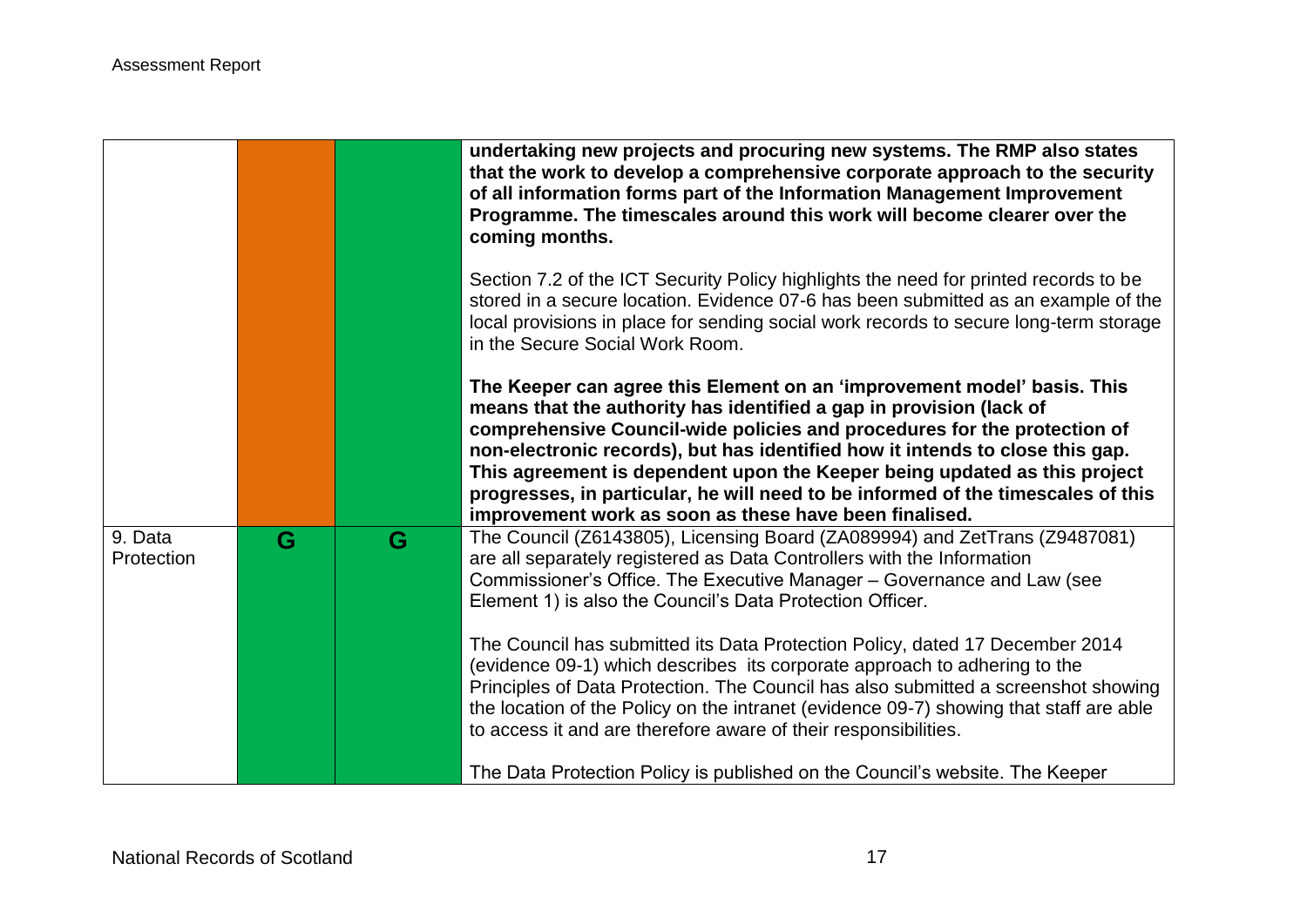| | | | |
|---|---|---|---|
| | | | **undertaking new projects and procuring new systems. The RMP also states that the work to develop a comprehensive corporate approach to the security of all information forms part of the Information Management Improvement Programme. The timescales around this work will become clearer over the coming months.**<br><br>Section 7.2 of the ICT Security Policy highlights the need for printed records to be stored in a secure location. Evidence 07-6 has been submitted as an example of the local provisions in place for sending social work records to secure long-term storage in the Secure Social Work Room.<br><br>**The Keeper can agree this Element on an 'improvement model' basis. This means that the authority has identified a gap in provision (lack of comprehensive Council-wide policies and procedures for the protection of non-electronic records), but has identified how it intends to close this gap. This agreement is dependent upon the Keeper being updated as this project progresses, in particular, he will need to be informed of the timescales of this improvement work as soon as these have been finalised.** |
| 9. Data Protection | G | G | The Council (Z6143805), Licensing Board (ZA089994) and ZetTrans (Z9487081) are all separately registered as Data Controllers with the Information Commissioner's Office. The Executive Manager – Governance and Law (see Element 1) is also the Council's Data Protection Officer.<br><br>The Council has submitted its Data Protection Policy, dated 17 December 2014 (evidence 09-1) which describes its corporate approach to adhering to the Principles of Data Protection. The Council has also submitted a screenshot showing the location of the Policy on the intranet (evidence 09-7) showing that staff are able to access it and are therefore aware of their responsibilities.<br><br>The Data Protection Policy is published on the Council's website. The Keeper |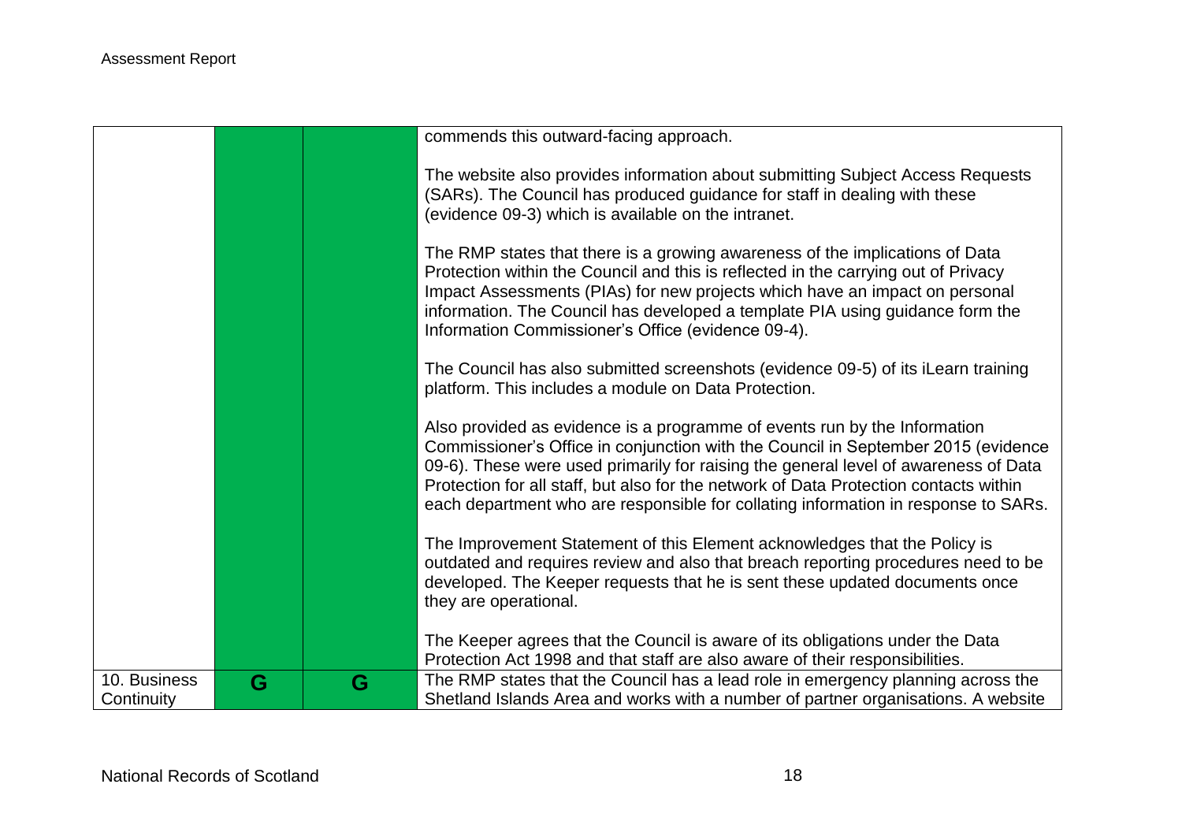| | | | |
|---|---|---|---|
| | | | commends this outward-facing approach.<br><br>The website also provides information about submitting Subject Access Requests (SARs). The Council has produced guidance for staff in dealing with these (evidence 09-3) which is available on the intranet.<br><br>The RMP states that there is a growing awareness of the implications of Data Protection within the Council and this is reflected in the carrying out of Privacy Impact Assessments (PIAs) for new projects which have an impact on personal information. The Council has developed a template PIA using guidance form the Information Commissioner's Office (evidence 09-4).<br><br>The Council has also submitted screenshots (evidence 09-5) of its iLearn training platform. This includes a module on Data Protection.<br><br>Also provided as evidence is a programme of events run by the Information Commissioner's Office in conjunction with the Council in September 2015 (evidence 09-6). These were used primarily for raising the general level of awareness of Data Protection for all staff, but also for the network of Data Protection contacts within each department who are responsible for collating information in response to SARs.<br><br>The Improvement Statement of this Element acknowledges that the Policy is outdated and requires review and also that breach reporting procedures need to be developed. The Keeper requests that he is sent these updated documents once they are operational.<br><br>The Keeper agrees that the Council is aware of its obligations under the Data Protection Act 1998 and that staff are also aware of their responsibilities. |
| 10. Business Continuity | G | G | The RMP states that the Council has a lead role in emergency planning across the Shetland Islands Area and works with a number of partner organisations. A website |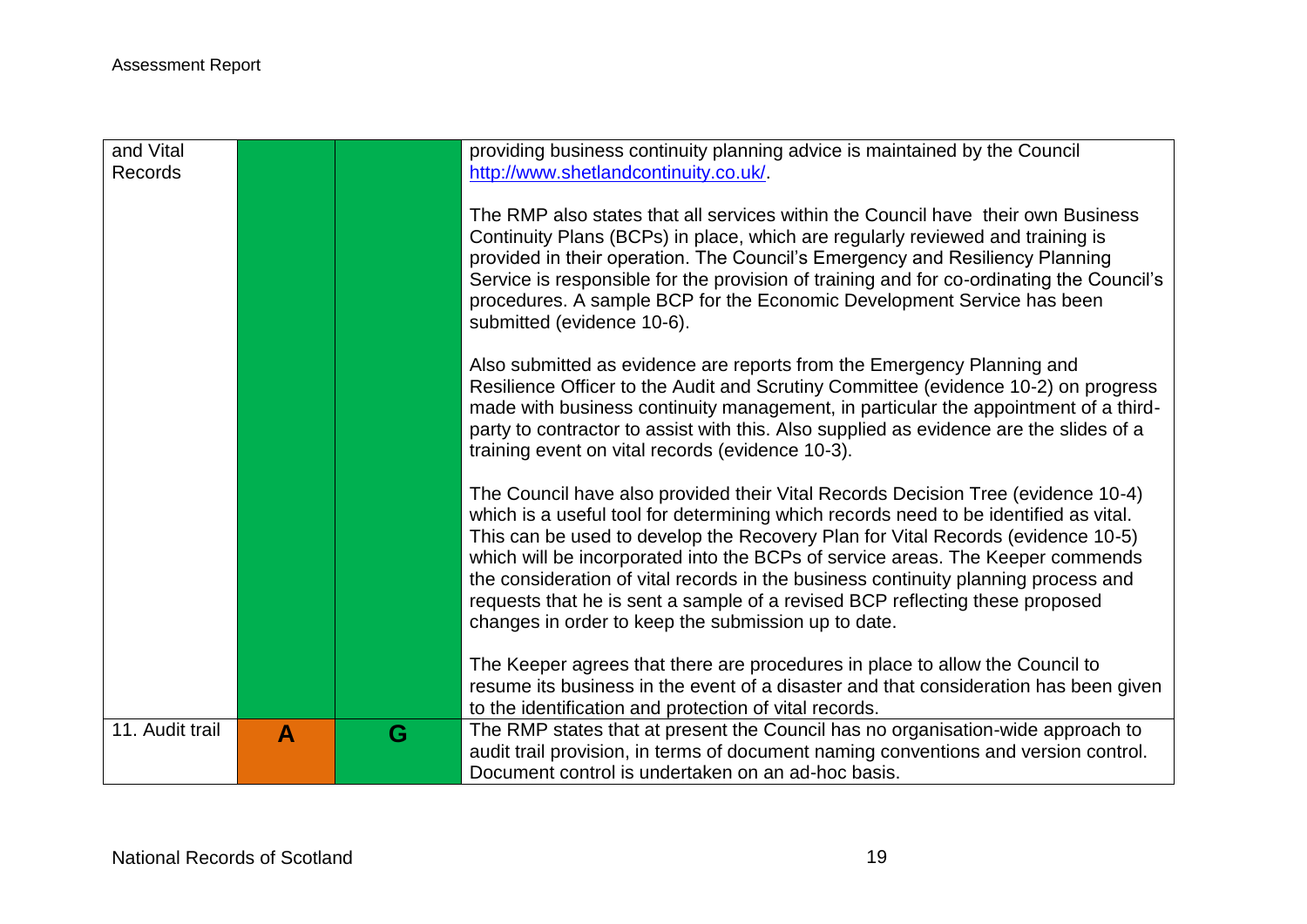|  |  |  |  |
| --- | --- | --- | --- |
| and Vital Records |  |  | providing business continuity planning advice is maintained by the Council [http://www.shetlandcontinuity.co.uk/](http://www.shetlandcontinuity.co.uk/).<br><br>The RMP also states that all services within the Council have their own Business Continuity Plans (BCPs) in place, which are regularly reviewed and training is provided in their operation. The Council's Emergency and Resiliency Planning Service is responsible for the provision of training and for co-ordinating the Council's procedures. A sample BCP for the Economic Development Service has been submitted (evidence 10-6).<br><br>Also submitted as evidence are reports from the Emergency Planning and Resilience Officer to the Audit and Scrutiny Committee (evidence 10-2) on progress made with business continuity management, in particular the appointment of a third-party to contractor to assist with this. Also supplied as evidence are the slides of a training event on vital records (evidence 10-3).<br><br>The Council have also provided their Vital Records Decision Tree (evidence 10-4) which is a useful tool for determining which records need to be identified as vital. This can be used to develop the Recovery Plan for Vital Records (evidence 10-5) which will be incorporated into the BCPs of service areas. The Keeper commends the consideration of vital records in the business continuity planning process and requests that he is sent a sample of a revised BCP reflecting these proposed changes in order to keep the submission up to date.<br><br>The Keeper agrees that there are procedures in place to allow the Council to resume its business in the event of a disaster and that consideration has been given to the identification and protection of vital records. |
| 11. Audit trail | **A** | **G** | The RMP states that at present the Council has no organisation-wide approach to audit trail provision, in terms of document naming conventions and version control. Document control is undertaken on an ad-hoc basis. |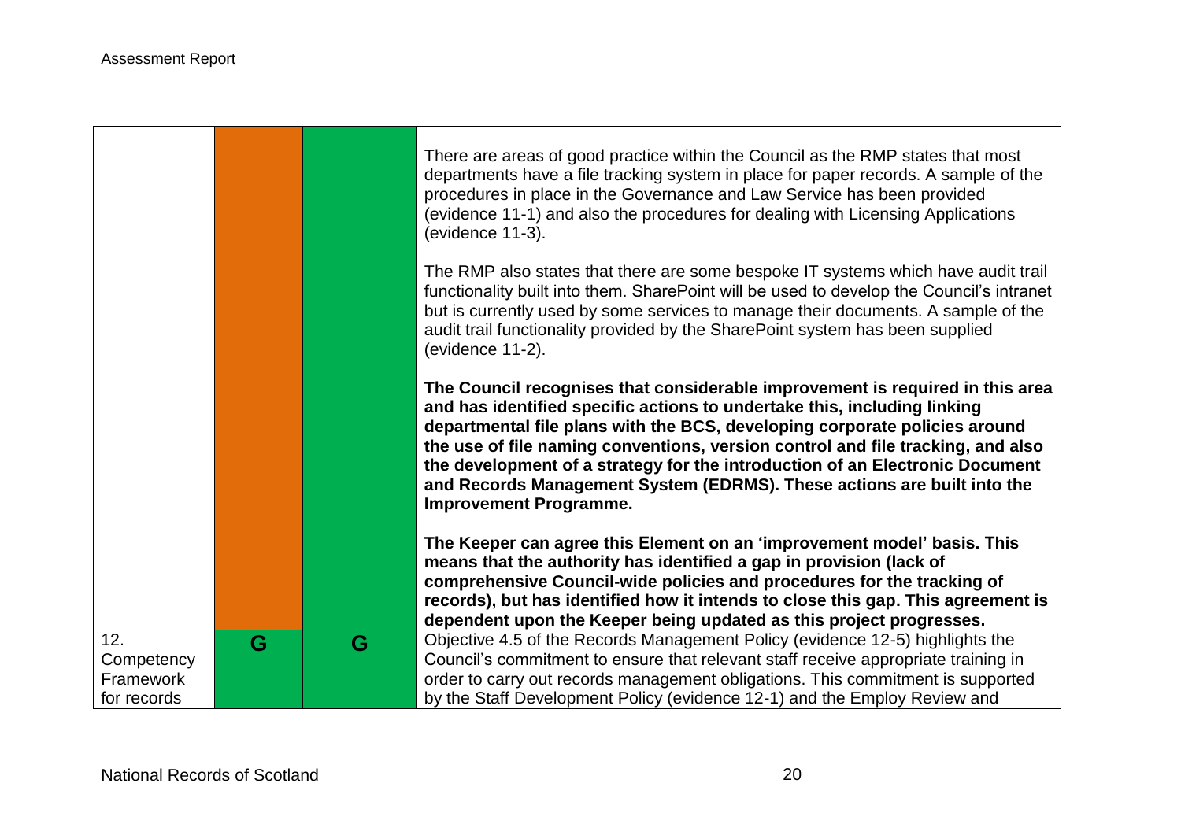| | | | |
|---|---|---|---|
| | | | There are areas of good practice within the Council as the RMP states that most departments have a file tracking system in place for paper records. A sample of the procedures in place in the Governance and Law Service has been provided (evidence 11-1) and also the procedures for dealing with Licensing Applications (evidence 11-3).<br><br>The RMP also states that there are some bespoke IT systems which have audit trail functionality built into them. SharePoint will be used to develop the Council's intranet but is currently used by some services to manage their documents. A sample of the audit trail functionality provided by the SharePoint system has been supplied (evidence 11-2).<br><br>**The Council recognises that considerable improvement is required in this area and has identified specific actions to undertake this, including linking departmental file plans with the BCS, developing corporate policies around the use of file naming conventions, version control and file tracking, and also the development of a strategy for the introduction of an Electronic Document and Records Management System (EDRMS). These actions are built into the Improvement Programme.**<br><br>**The Keeper can agree this Element on an 'improvement model' basis. This means that the authority has identified a gap in provision (lack of comprehensive Council-wide policies and procedures for the tracking of records), but has identified how it intends to close this gap. This agreement is dependent upon the Keeper being updated as this project progresses.** |
| 12. Competency Framework for records | G | G | Objective 4.5 of the Records Management Policy (evidence 12-5) highlights the Council's commitment to ensure that relevant staff receive appropriate training in order to carry out records management obligations. This commitment is supported by the Staff Development Policy (evidence 12-1) and the Employ Review and |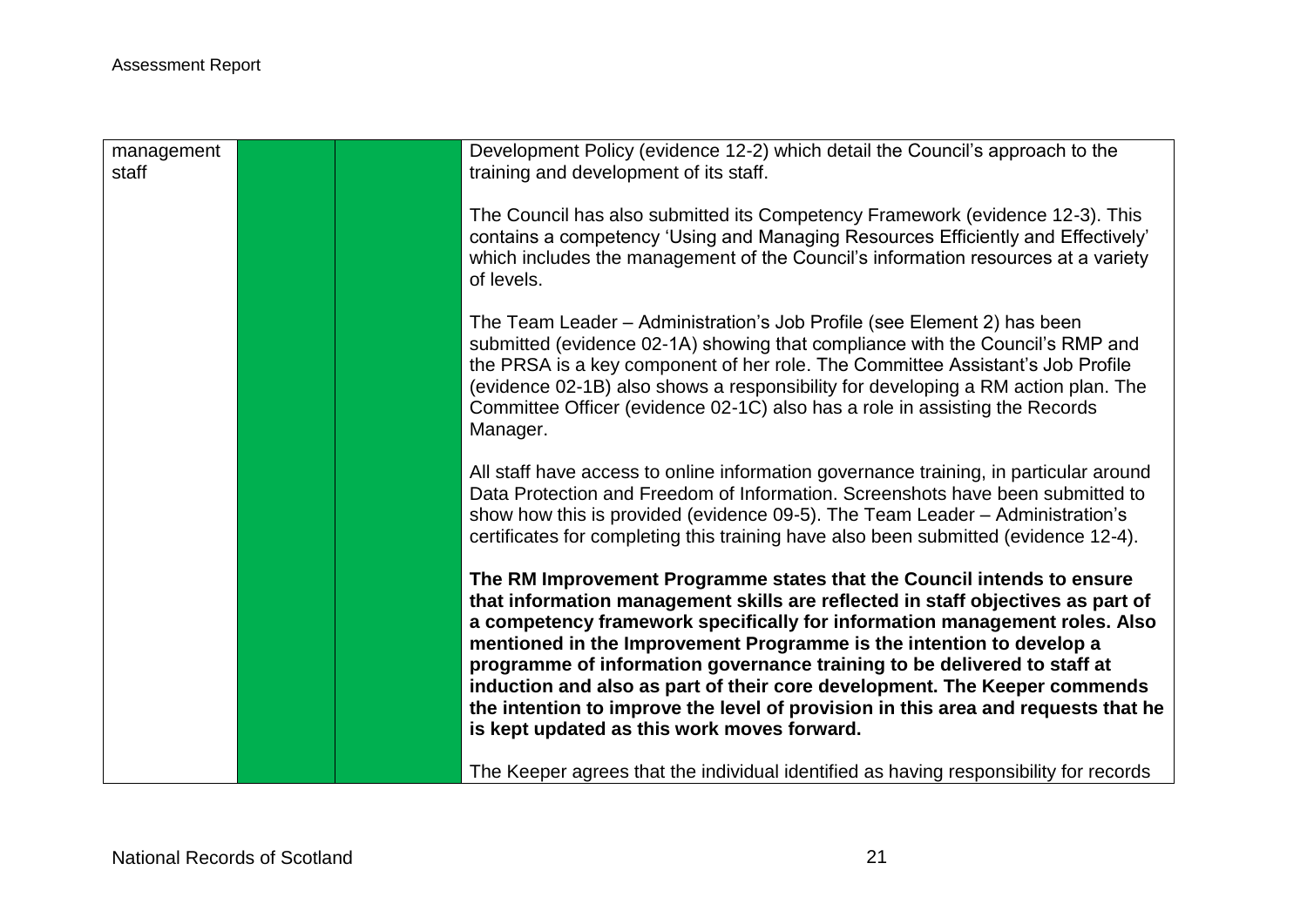| | | | |
|---|---|---|---|
| management staff | | | Development Policy (evidence 12-2) which detail the Council's approach to the training and development of its staff.<br><br>The Council has also submitted its Competency Framework (evidence 12-3). This contains a competency 'Using and Managing Resources Efficiently and Effectively' which includes the management of the Council's information resources at a variety of levels.<br><br>The Team Leader – Administration's Job Profile (see Element 2) has been submitted (evidence 02-1A) showing that compliance with the Council's RMP and the PRSA is a key component of her role. The Committee Assistant's Job Profile (evidence 02-1B) also shows a responsibility for developing a RM action plan. The Committee Officer (evidence 02-1C) also has a role in assisting the Records Manager.<br><br>All staff have access to online information governance training, in particular around Data Protection and Freedom of Information. Screenshots have been submitted to show how this is provided (evidence 09-5). The Team Leader – Administration's certificates for completing this training have also been submitted (evidence 12-4).<br><br>**The RM Improvement Programme states that the Council intends to ensure that information management skills are reflected in staff objectives as part of a competency framework specifically for information management roles. Also mentioned in the Improvement Programme is the intention to develop a programme of information governance training to be delivered to staff at induction and also as part of their core development. The Keeper commends the intention to improve the level of provision in this area and requests that he is kept updated as this work moves forward.**<br><br>The Keeper agrees that the individual identified as having responsibility for records |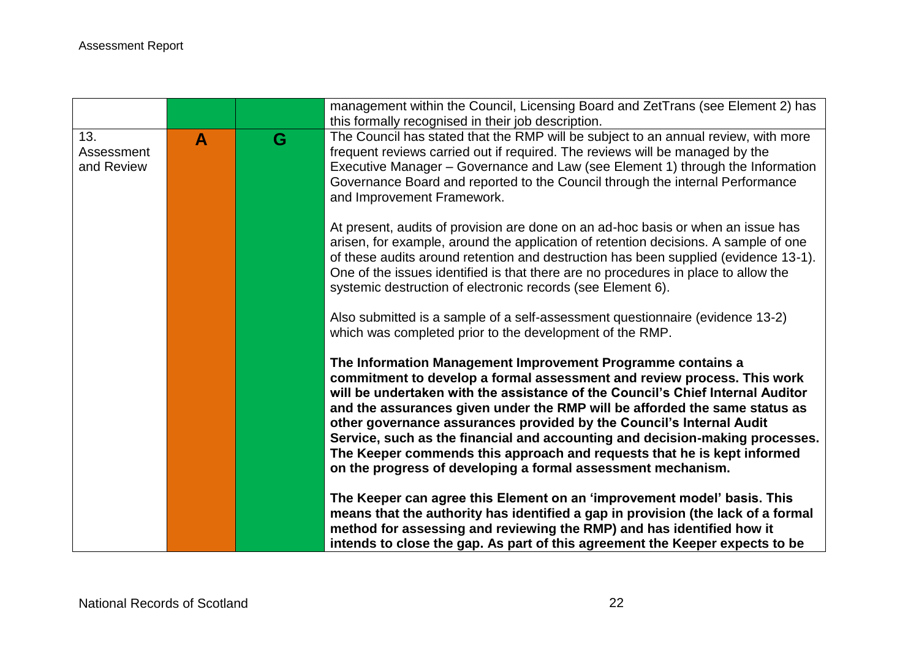| | | | |
|---|---|---|---|
| | | | management within the Council, Licensing Board and ZetTrans (see Element 2) has this formally recognised in their job description. |
| 13. Assessment and Review | A | G | The Council has stated that the RMP will be subject to an annual review, with more frequent reviews carried out if required. The reviews will be managed by the Executive Manager – Governance and Law (see Element 1) through the Information Governance Board and reported to the Council through the internal Performance and Improvement Framework.<br><br>At present, audits of provision are done on an ad-hoc basis or when an issue has arisen, for example, around the application of retention decisions. A sample of one of these audits around retention and destruction has been supplied (evidence 13-1). One of the issues identified is that there are no procedures in place to allow the systemic destruction of electronic records (see Element 6).<br><br>Also submitted is a sample of a self-assessment questionnaire (evidence 13-2) which was completed prior to the development of the RMP.<br><br>**The Information Management Improvement Programme contains a commitment to develop a formal assessment and review process. This work will be undertaken with the assistance of the Council's Chief Internal Auditor and the assurances given under the RMP will be afforded the same status as other governance assurances provided by the Council's Internal Audit Service, such as the financial and accounting and decision-making processes. The Keeper commends this approach and requests that he is kept informed on the progress of developing a formal assessment mechanism.**<br><br>**The Keeper can agree this Element on an 'improvement model' basis. This means that the authority has identified a gap in provision (the lack of a formal method for assessing and reviewing the RMP) and has identified how it intends to close the gap. As part of this agreement the Keeper expects to be** |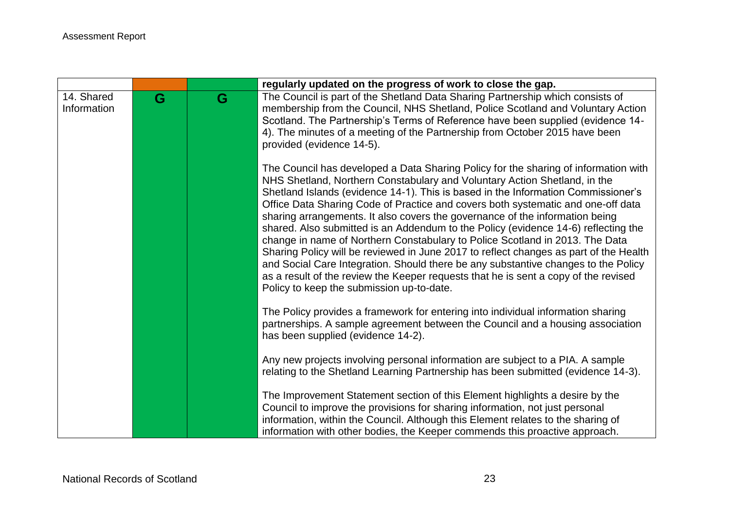| | | | |
|---|---|---|---|
| | | | **regularly updated on the progress of work to close the gap.** |
| 14. Shared Information | G | G | The Council is part of the Shetland Data Sharing Partnership which consists of membership from the Council, NHS Shetland, Police Scotland and Voluntary Action Scotland. The Partnership's Terms of Reference have been supplied (evidence 14-4). The minutes of a meeting of the Partnership from October 2015 have been provided (evidence 14-5).<br><br>The Council has developed a Data Sharing Policy for the sharing of information with NHS Shetland, Northern Constabulary and Voluntary Action Shetland, in the Shetland Islands (evidence 14-1). This is based in the Information Commissioner's Office Data Sharing Code of Practice and covers both systematic and one-off data sharing arrangements. It also covers the governance of the information being shared. Also submitted is an Addendum to the Policy (evidence 14-6) reflecting the change in name of Northern Constabulary to Police Scotland in 2013. The Data Sharing Policy will be reviewed in June 2017 to reflect changes as part of the Health and Social Care Integration. Should there be any substantive changes to the Policy as a result of the review the Keeper requests that he is sent a copy of the revised Policy to keep the submission up-to-date.<br><br>The Policy provides a framework for entering into individual information sharing partnerships. A sample agreement between the Council and a housing association has been supplied (evidence 14-2).<br><br>Any new projects involving personal information are subject to a PIA. A sample relating to the Shetland Learning Partnership has been submitted (evidence 14-3).<br><br>The Improvement Statement section of this Element highlights a desire by the Council to improve the provisions for sharing information, not just personal information, within the Council. Although this Element relates to the sharing of information with other bodies, the Keeper commends this proactive approach. |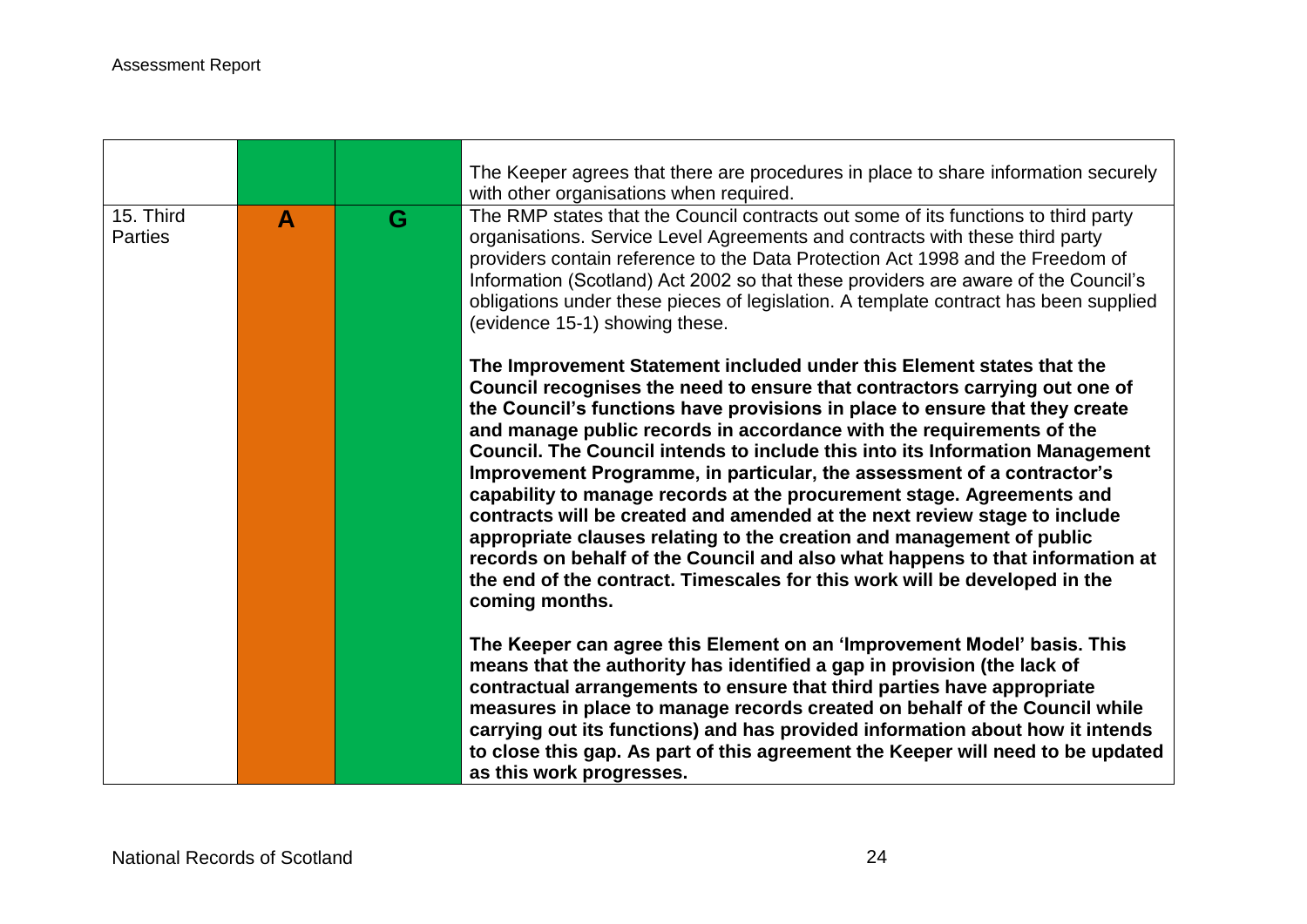| | | | |
|---|---|---|---|
| | | | The Keeper agrees that there are procedures in place to share information securely with other organisations when required. |
| 15. Third Parties | **A** | **G** | The RMP states that the Council contracts out some of its functions to third party organisations. Service Level Agreements and contracts with these third party providers contain reference to the Data Protection Act 1998 and the Freedom of Information (Scotland) Act 2002 so that these providers are aware of the Council's obligations under these pieces of legislation. A template contract has been supplied (evidence 15-1) showing these.<br><br>**The Improvement Statement included under this Element states that the Council recognises the need to ensure that contractors carrying out one of the Council's functions have provisions in place to ensure that they create and manage public records in accordance with the requirements of the Council. The Council intends to include this into its Information Management Improvement Programme, in particular, the assessment of a contractor's capability to manage records at the procurement stage. Agreements and contracts will be created and amended at the next review stage to include appropriate clauses relating to the creation and management of public records on behalf of the Council and also what happens to that information at the end of the contract. Timescales for this work will be developed in the coming months.**<br><br>**The Keeper can agree this Element on an 'Improvement Model' basis. This means that the authority has identified a gap in provision (the lack of contractual arrangements to ensure that third parties have appropriate measures in place to manage records created on behalf of the Council while carrying out its functions) and has provided information about how it intends to close this gap. As part of this agreement the Keeper will need to be updated as this work progresses.** |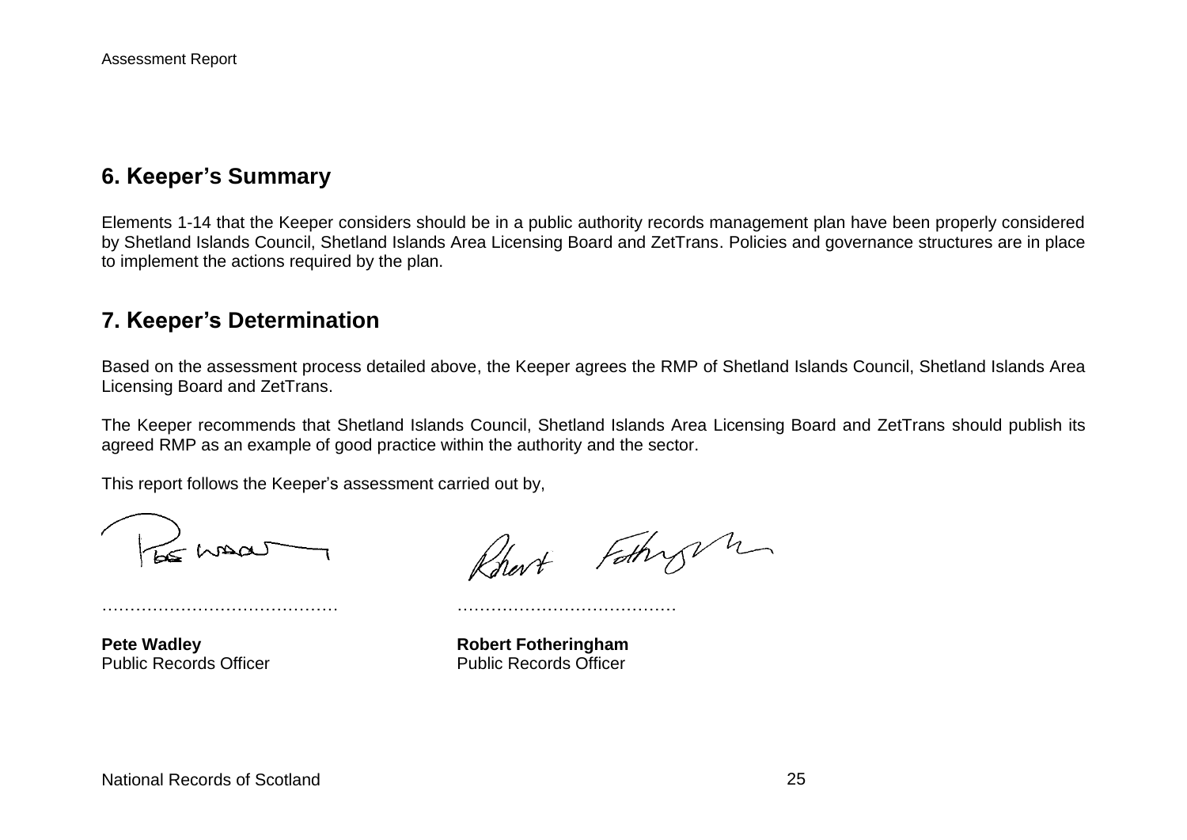## 6. Keeper's Summary

Elements 1-14 that the Keeper considers should be in a public authority records management plan have been properly considered by Shetland Islands Council, Shetland Islands Area Licensing Board and ZetTrans. Policies and governance structures are in place to implement the actions required by the plan.

## 7. Keeper's Determination

Based on the assessment process detailed above, the Keeper agrees the RMP of Shetland Islands Council, Shetland Islands Area Licensing Board and ZetTrans.

The Keeper recommends that Shetland Islands Council, Shetland Islands Area Licensing Board and ZetTrans should publish its agreed RMP as an example of good practice within the authority and the sector.

This report follows the Keeper's assessment carried out by,

……………………………………  ……………………………………

**Pete Wadley**
Public Records Officer

**Robert Fotheringham**
Public Records Officer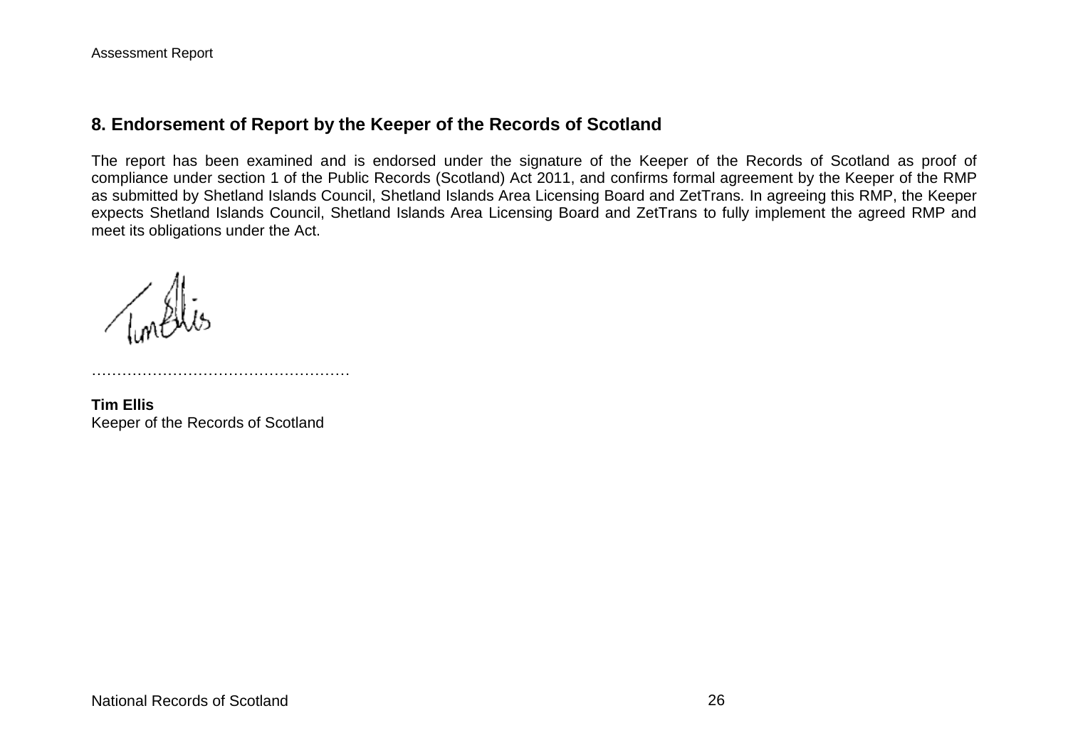## 8. Endorsement of Report by the Keeper of the Records of Scotland

The report has been examined and is endorsed under the signature of the Keeper of the Records of Scotland as proof of compliance under section 1 of the Public Records (Scotland) Act 2011, and confirms formal agreement by the Keeper of the RMP as submitted by Shetland Islands Council, Shetland Islands Area Licensing Board and ZetTrans. In agreeing this RMP, the Keeper expects Shetland Islands Council, Shetland Islands Area Licensing Board and ZetTrans to fully implement the agreed RMP and meet its obligations under the Act.

……………………………………………

**Tim Ellis**
Keeper of the Records of Scotland